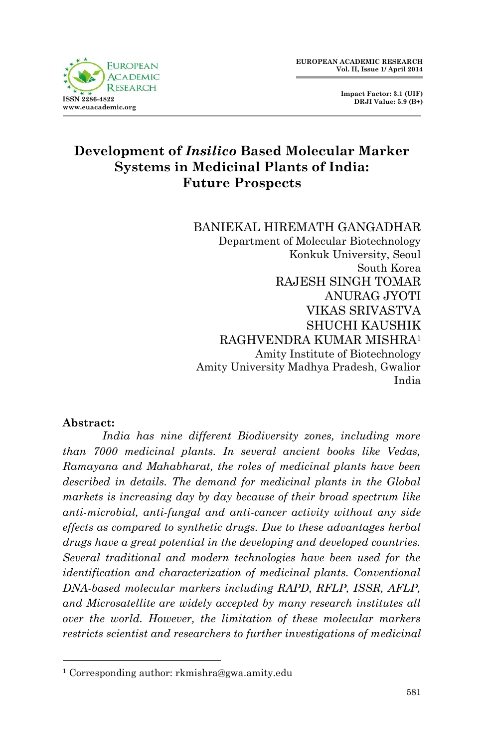# Development of *Insilico* Based Molecular Marker Systems in Medicinal Plants of India: Future Prospects

BANIEKAL HIREMATH GANGADHAR
Department of Molecular Biotechnology
Konkuk University, Seoul
South Korea

RAJESH SINGH TOMAR
ANURAG JYOTI
VIKAS SRIVASTVA
SHUCHI KAUSHIK
RAGHVENDRA KUMAR MISHRA[1]
Amity Institute of Biotechnology
Amity University Madhya Pradesh, Gwalior
India

**Abstract:**

*India has nine different Biodiversity zones, including more than 7000 medicinal plants. In several ancient books like Vedas, Ramayana and Mahabharat, the roles of medicinal plants have been described in details. The demand for medicinal plants in the Global markets is increasing day by day because of their broad spectrum like anti-microbial, anti-fungal and anti-cancer activity without any side effects as compared to synthetic drugs. Due to these advantages herbal drugs have a great potential in the developing and developed countries. Several traditional and modern technologies have been used for the identification and characterization of medicinal plants. Conventional DNA-based molecular markers including RAPD, RFLP, ISSR, AFLP, and Microsatellite are widely accepted by many research institutes all over the world. However, the limitation of these molecular markers restricts scientist and researchers to further investigations of medicinal*

---

[1] Corresponding author: rkmishra@gwa.amity.edu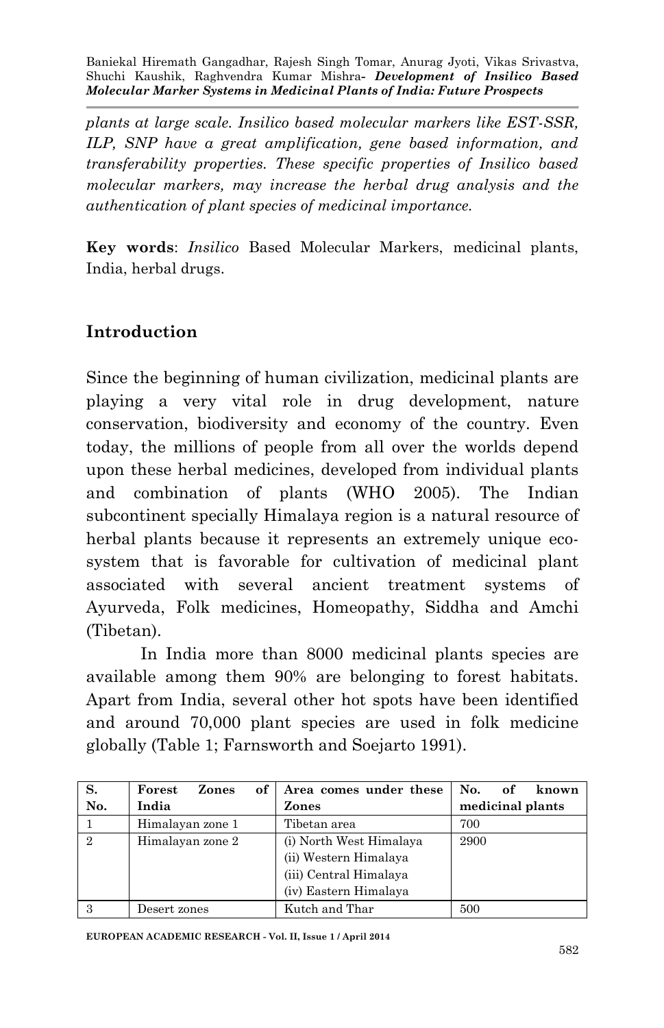*plants at large scale. Insilico based molecular markers like EST-SSR, ILP, SNP have a great amplification, gene based information, and transferability properties. These specific properties of Insilico based molecular markers, may increase the herbal drug analysis and the authentication of plant species of medicinal importance.*

**Key words**: *Insilico* Based Molecular Markers, medicinal plants, India, herbal drugs.

## Introduction

Since the beginning of human civilization, medicinal plants are playing a very vital role in drug development, nature conservation, biodiversity and economy of the country. Even today, the millions of people from all over the worlds depend upon these herbal medicines, developed from individual plants and combination of plants (WHO 2005). The Indian subcontinent specially Himalaya region is a natural resource of herbal plants because it represents an extremely unique eco-system that is favorable for cultivation of medicinal plant associated with several ancient treatment systems of Ayurveda, Folk medicines, Homeopathy, Siddha and Amchi (Tibetan).

In India more than 8000 medicinal plants species are available among them 90% are belonging to forest habitats. Apart from India, several other hot spots have been identified and around 70,000 plant species are used in folk medicine globally (Table 1; Farnsworth and Soejarto 1991).

| S. No. | Forest Zones of India | Area comes under these Zones | No. of known medicinal plants |
|---|---|---|---|
| 1 | Himalayan zone 1 | Tibetan area | 700 |
| 2 | Himalayan zone 2 | (i) North West Himalaya<br>(ii) Western Himalaya<br>(iii) Central Himalaya<br>(iv) Eastern Himalaya | 2900 |
| 3 | Desert zones | Kutch and Thar | 500 |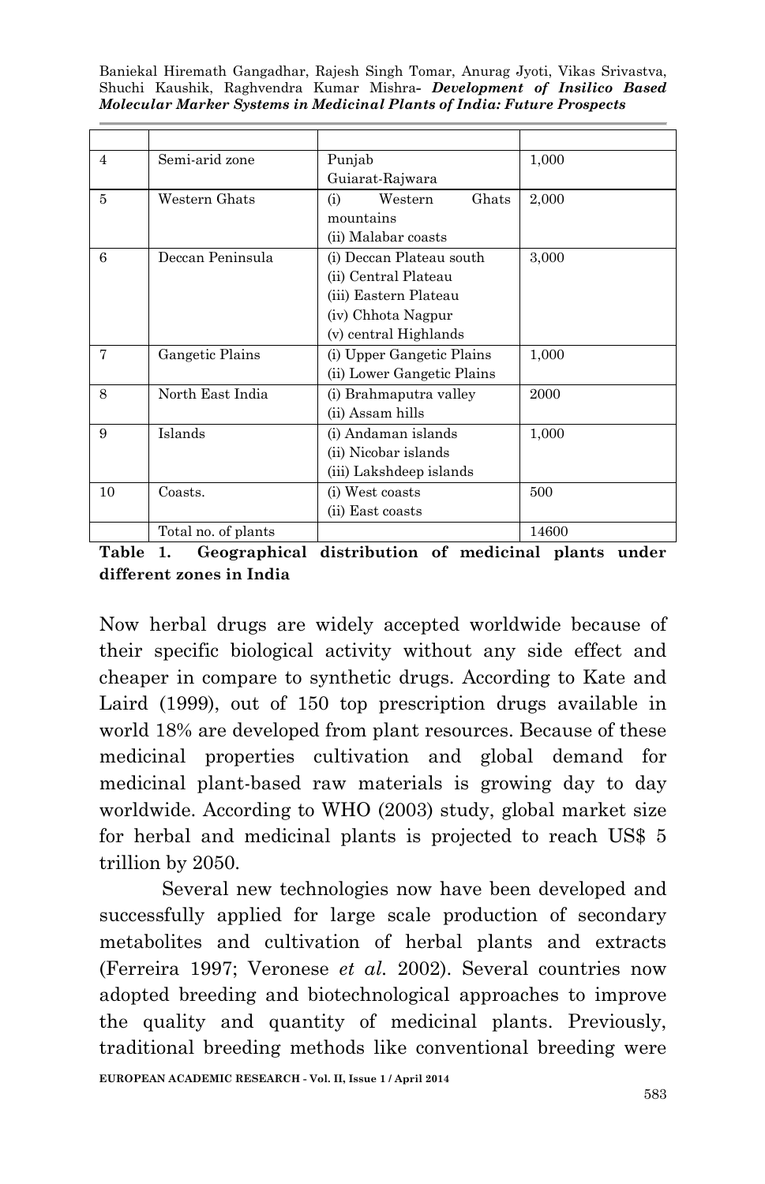| | | | |
|---|---|---|---|
| 4 | Semi-arid zone | Punjab<br>Guiarat-Rajwara | 1,000 |
| 5 | Western Ghats | (i) Western Ghats mountains<br>(ii) Malabar coasts | 2,000 |
| 6 | Deccan Peninsula | (i) Deccan Plateau south<br>(ii) Central Plateau<br>(iii) Eastern Plateau<br>(iv) Chhota Nagpur<br>(v) central Highlands | 3,000 |
| 7 | Gangetic Plains | (i) Upper Gangetic Plains<br>(ii) Lower Gangetic Plains | 1,000 |
| 8 | North East India | (i) Brahmaputra valley<br>(ii) Assam hills | 2000 |
| 9 | Islands | (i) Andaman islands<br>(ii) Nicobar islands<br>(iii) Lakshdeep islands | 1,000 |
| 10 | Coasts. | (i) West coasts<br>(ii) East coasts | 500 |
| | Total no. of plants | | 14600 |

**Table 1. Geographical distribution of medicinal plants under different zones in India**

Now herbal drugs are widely accepted worldwide because of their specific biological activity without any side effect and cheaper in compare to synthetic drugs. According to Kate and Laird (1999), out of 150 top prescription drugs available in world 18% are developed from plant resources. Because of these medicinal properties cultivation and global demand for medicinal plant-based raw materials is growing day to day worldwide. According to WHO (2003) study, global market size for herbal and medicinal plants is projected to reach US$ 5 trillion by 2050.

Several new technologies now have been developed and successfully applied for large scale production of secondary metabolites and cultivation of herbal plants and extracts (Ferreira 1997; Veronese *et al.* 2002). Several countries now adopted breeding and biotechnological approaches to improve the quality and quantity of medicinal plants. Previously, traditional breeding methods like conventional breeding were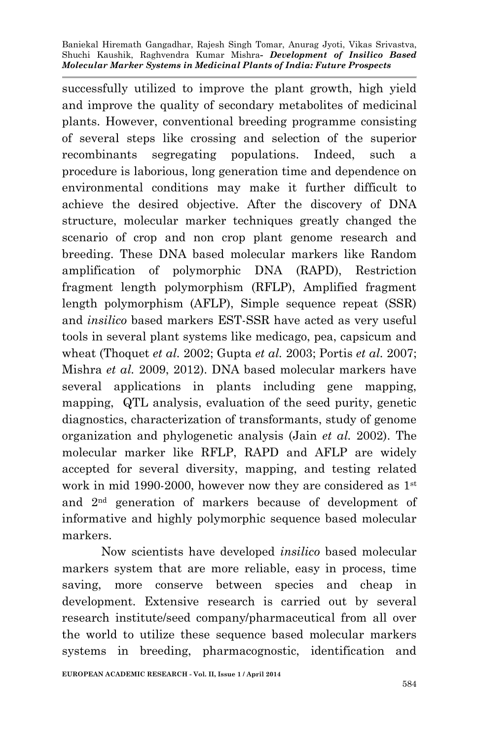successfully utilized to improve the plant growth, high yield and improve the quality of secondary metabolites of medicinal plants. However, conventional breeding programme consisting of several steps like crossing and selection of the superior recombinants segregating populations. Indeed, such a procedure is laborious, long generation time and dependence on environmental conditions may make it further difficult to achieve the desired objective. After the discovery of DNA structure, molecular marker techniques greatly changed the scenario of crop and non crop plant genome research and breeding. These DNA based molecular markers like Random amplification of polymorphic DNA (RAPD), Restriction fragment length polymorphism (RFLP), Amplified fragment length polymorphism (AFLP), Simple sequence repeat (SSR) and *insilico* based markers EST-SSR have acted as very useful tools in several plant systems like medicago, pea, capsicum and wheat (Thoquet *et al.* 2002; Gupta *et al.* 2003; Portis *et al.* 2007; Mishra *et al.* 2009, 2012). DNA based molecular markers have several applications in plants including gene mapping, mapping, QTL analysis, evaluation of the seed purity, genetic diagnostics, characterization of transformants, study of genome organization and phylogenetic analysis (Jain *et al.* 2002). The molecular marker like RFLP, RAPD and AFLP are widely accepted for several diversity, mapping, and testing related work in mid 1990-2000, however now they are considered as 1st and 2nd generation of markers because of development of informative and highly polymorphic sequence based molecular markers.

Now scientists have developed *insilico* based molecular markers system that are more reliable, easy in process, time saving, more conserve between species and cheap in development. Extensive research is carried out by several research institute/seed company/pharmaceutical from all over the world to utilize these sequence based molecular markers systems in breeding, pharmacognostic, identification and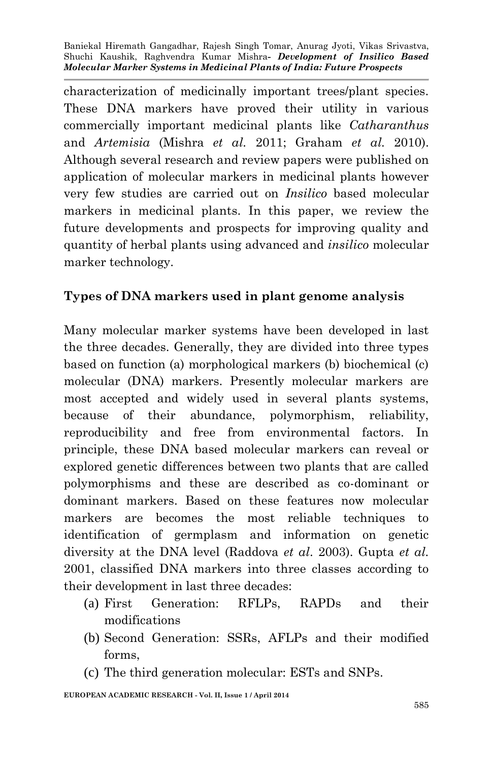characterization of medicinally important trees/plant species. These DNA markers have proved their utility in various commercially important medicinal plants like *Catharanthus* and *Artemisia* (Mishra *et al.* 2011; Graham *et al.* 2010). Although several research and review papers were published on application of molecular markers in medicinal plants however very few studies are carried out on *Insilico* based molecular markers in medicinal plants. In this paper, we review the future developments and prospects for improving quality and quantity of herbal plants using advanced and *insilico* molecular marker technology.

## Types of DNA markers used in plant genome analysis

Many molecular marker systems have been developed in last the three decades. Generally, they are divided into three types based on function (a) morphological markers (b) biochemical (c) molecular (DNA) markers. Presently molecular markers are most accepted and widely used in several plants systems, because of their abundance, polymorphism, reliability, reproducibility and free from environmental factors. In principle, these DNA based molecular markers can reveal or explored genetic differences between two plants that are called polymorphisms and these are described as co-dominant or dominant markers. Based on these features now molecular markers are becomes the most reliable techniques to identification of germplasm and information on genetic diversity at the DNA level (Raddova *et al*. 2003). Gupta *et al.* 2001, classified DNA markers into three classes according to their development in last three decades:

(a) First Generation: RFLPs, RAPDs and their modifications
(b) Second Generation: SSRs, AFLPs and their modified forms,
(c) The third generation molecular: ESTs and SNPs.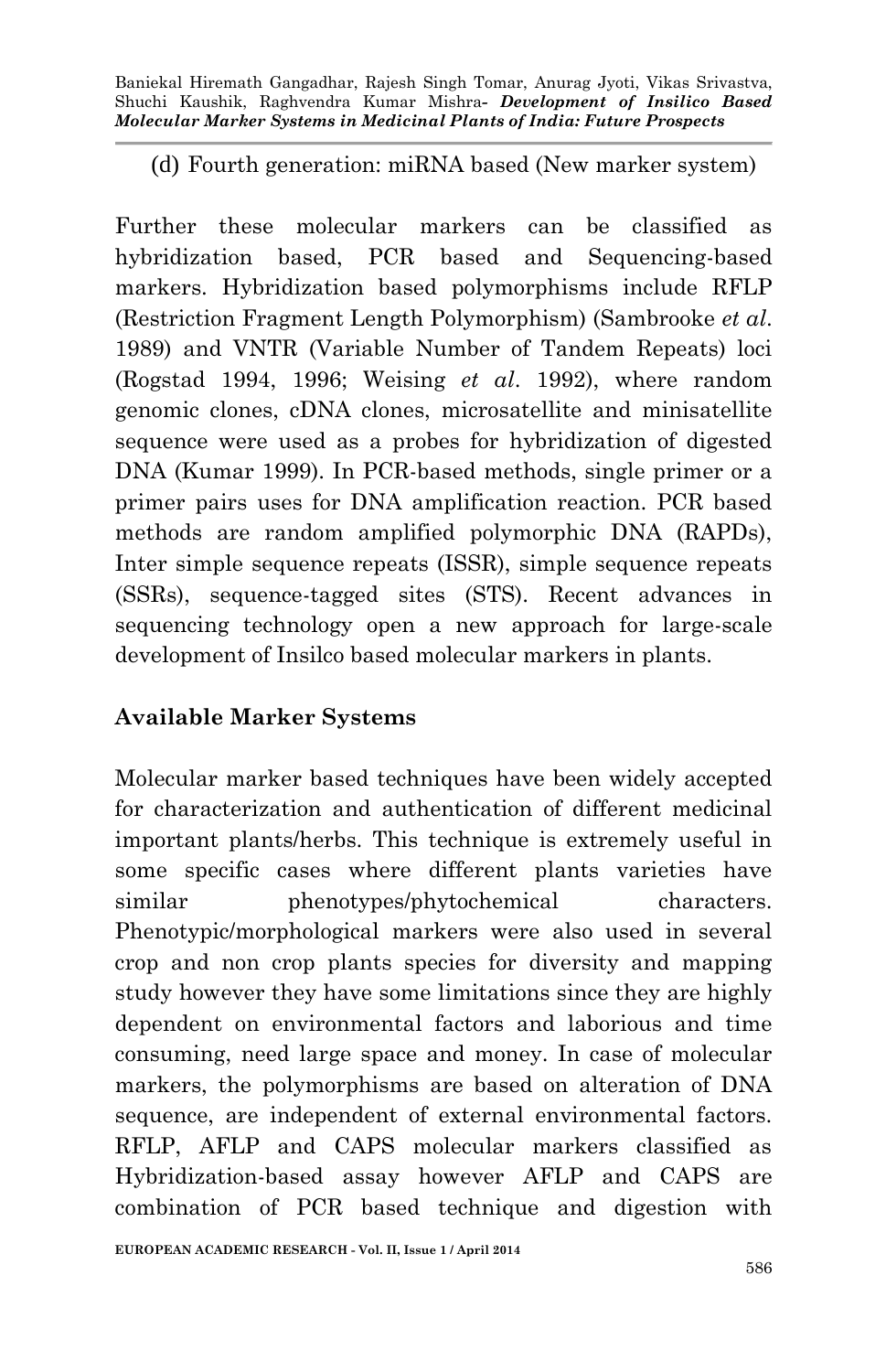(d) Fourth generation: miRNA based (New marker system)

Further these molecular markers can be classified as hybridization based, PCR based and Sequencing-based markers. Hybridization based polymorphisms include RFLP (Restriction Fragment Length Polymorphism) (Sambrooke *et al*. 1989) and VNTR (Variable Number of Tandem Repeats) loci (Rogstad 1994, 1996; Weising *et al*. 1992), where random genomic clones, cDNA clones, microsatellite and minisatellite sequence were used as a probes for hybridization of digested DNA (Kumar 1999). In PCR-based methods, single primer or a primer pairs uses for DNA amplification reaction. PCR based methods are random amplified polymorphic DNA (RAPDs), Inter simple sequence repeats (ISSR), simple sequence repeats (SSRs), sequence-tagged sites (STS). Recent advances in sequencing technology open a new approach for large-scale development of Insilco based molecular markers in plants.

## Available Marker Systems

Molecular marker based techniques have been widely accepted for characterization and authentication of different medicinal important plants/herbs. This technique is extremely useful in some specific cases where different plants varieties have similar phenotypes/phytochemical characters. Phenotypic/morphological markers were also used in several crop and non crop plants species for diversity and mapping study however they have some limitations since they are highly dependent on environmental factors and laborious and time consuming, need large space and money. In case of molecular markers, the polymorphisms are based on alteration of DNA sequence, are independent of external environmental factors. RFLP, AFLP and CAPS molecular markers classified as Hybridization-based assay however AFLP and CAPS are combination of PCR based technique and digestion with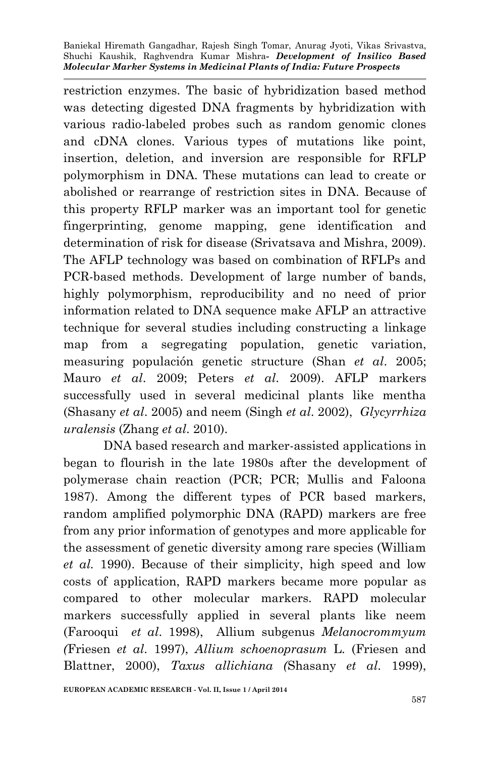restriction enzymes. The basic of hybridization based method was detecting digested DNA fragments by hybridization with various radio-labeled probes such as random genomic clones and cDNA clones. Various types of mutations like point, insertion, deletion, and inversion are responsible for RFLP polymorphism in DNA. These mutations can lead to create or abolished or rearrange of restriction sites in DNA. Because of this property RFLP marker was an important tool for genetic fingerprinting, genome mapping, gene identification and determination of risk for disease (Srivatsava and Mishra, 2009). The AFLP technology was based on combination of RFLPs and PCR-based methods. Development of large number of bands, highly polymorphism, reproducibility and no need of prior information related to DNA sequence make AFLP an attractive technique for several studies including constructing a linkage map from a segregating population, genetic variation, measuring población genetic structure (Shan *et al*. 2005; Mauro *et al*. 2009; Peters *et al*. 2009). AFLP markers successfully used in several medicinal plants like mentha (Shasany *et al*. 2005) and neem (Singh *et al*. 2002), *Glycyrrhiza uralensis* (Zhang *et al*. 2010).

DNA based research and marker-assisted applications in began to flourish in the late 1980s after the development of polymerase chain reaction (PCR; PCR; Mullis and Faloona 1987). Among the different types of PCR based markers, random amplified polymorphic DNA (RAPD) markers are free from any prior information of genotypes and more applicable for the assessment of genetic diversity among rare species (William *et al.* 1990). Because of their simplicity, high speed and low costs of application, RAPD markers became more popular as compared to other molecular markers. RAPD molecular markers successfully applied in several plants like neem (Farooqui *et al*. 1998), Allium subgenus *Melanocrommyum (*Friesen *et al.* 1997), *Allium schoenoprasum* L. (Friesen and Blattner, 2000), *Taxus allichiana (*Shasany *et al.* 1999),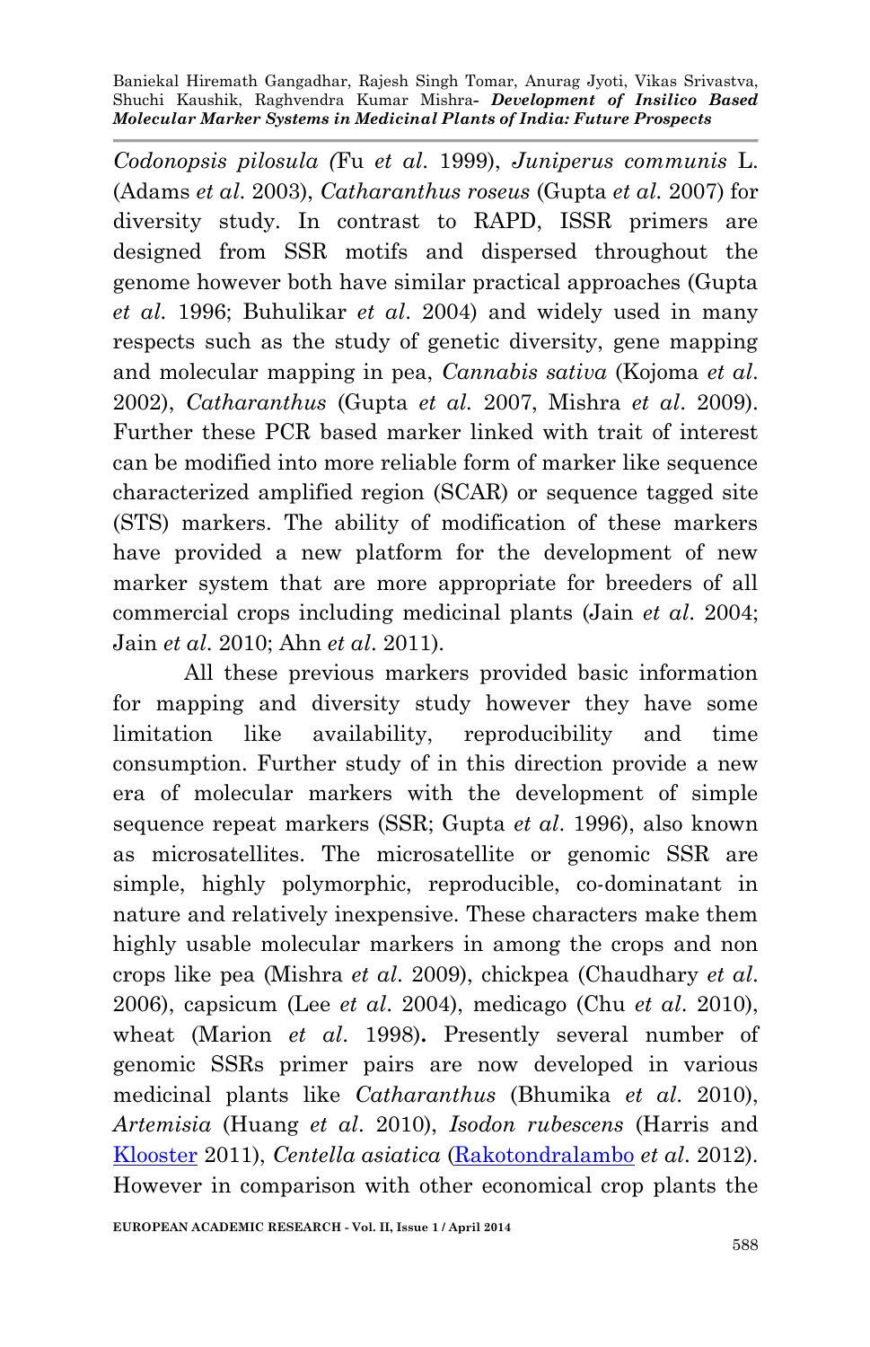*Codonopsis pilosula (*Fu *et al.* 1999), *Juniperus communis* L. (Adams *et al.* 2003), *Catharanthus roseus* (Gupta *et al.* 2007) for diversity study. In contrast to RAPD, ISSR primers are designed from SSR motifs and dispersed throughout the genome however both have similar practical approaches (Gupta *et al.* 1996; Buhulikar *et al.* 2004) and widely used in many respects such as the study of genetic diversity, gene mapping and molecular mapping in pea, *Cannabis sativa* (Kojoma *et al.* 2002), *Catharanthus* (Gupta *et al.* 2007, Mishra *et al.* 2009). Further these PCR based marker linked with trait of interest can be modified into more reliable form of marker like sequence characterized amplified region (SCAR) or sequence tagged site (STS) markers. The ability of modification of these markers have provided a new platform for the development of new marker system that are more appropriate for breeders of all commercial crops including medicinal plants (Jain *et al.* 2004; Jain *et al.* 2010; Ahn *et al.* 2011).

All these previous markers provided basic information for mapping and diversity study however they have some limitation like availability, reproducibility and time consumption. Further study of in this direction provide a new era of molecular markers with the development of simple sequence repeat markers (SSR; Gupta *et al.* 1996), also known as microsatellites. The microsatellite or genomic SSR are simple, highly polymorphic, reproducible, co-dominatant in nature and relatively inexpensive. These characters make them highly usable molecular markers in among the crops and non crops like pea (Mishra *et al.* 2009), chickpea (Chaudhary *et al.* 2006), capsicum (Lee *et al.* 2004), medicago (Chu *et al.* 2010), wheat (Marion *et al.* 1998)**.** Presently several number of genomic SSRs primer pairs are now developed in various medicinal plants like *Catharanthus* (Bhumika *et al.* 2010), *Artemisia* (Huang *et al.* 2010), *Isodon rubescens* (Harris and Klooster 2011), *Centella asiatica* (Rakotondralambo *et al.* 2012). However in comparison with other economical crop plants the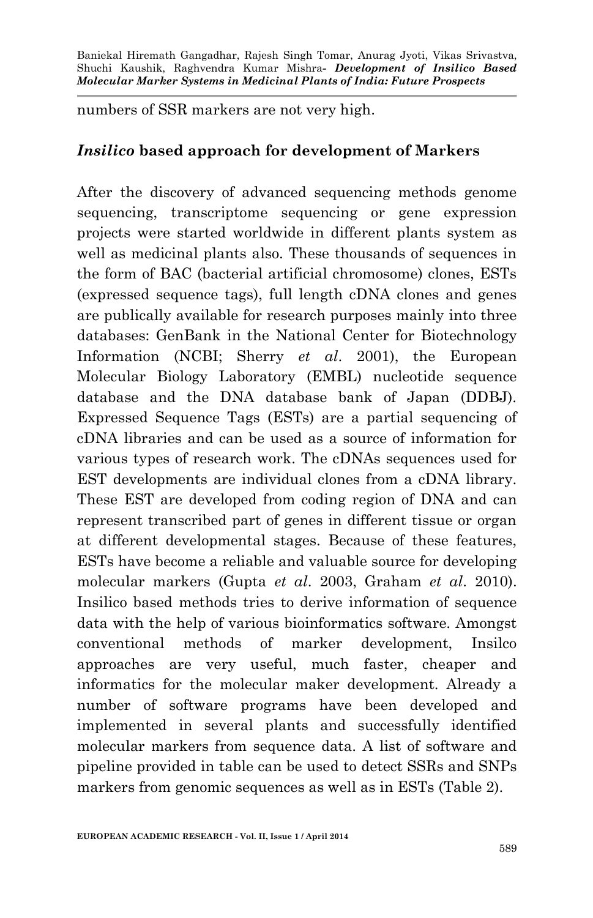numbers of SSR markers are not very high.

## *Insilico* based approach for development of Markers

After the discovery of advanced sequencing methods genome sequencing, transcriptome sequencing or gene expression projects were started worldwide in different plants system as well as medicinal plants also. These thousands of sequences in the form of BAC (bacterial artificial chromosome) clones, ESTs (expressed sequence tags), full length cDNA clones and genes are publically available for research purposes mainly into three databases: GenBank in the National Center for Biotechnology Information (NCBI; Sherry *et al*. 2001), the European Molecular Biology Laboratory (EMBL) nucleotide sequence database and the DNA database bank of Japan (DDBJ). Expressed Sequence Tags (ESTs) are a partial sequencing of cDNA libraries and can be used as a source of information for various types of research work. The cDNAs sequences used for EST developments are individual clones from a cDNA library. These EST are developed from coding region of DNA and can represent transcribed part of genes in different tissue or organ at different developmental stages. Because of these features, ESTs have become a reliable and valuable source for developing molecular markers (Gupta *et al*. 2003, Graham *et al*. 2010). Insilico based methods tries to derive information of sequence data with the help of various bioinformatics software. Amongst conventional methods of marker development, Insilco approaches are very useful, much faster, cheaper and informatics for the molecular maker development. Already a number of software programs have been developed and implemented in several plants and successfully identified molecular markers from sequence data. A list of software and pipeline provided in table can be used to detect SSRs and SNPs markers from genomic sequences as well as in ESTs (Table 2).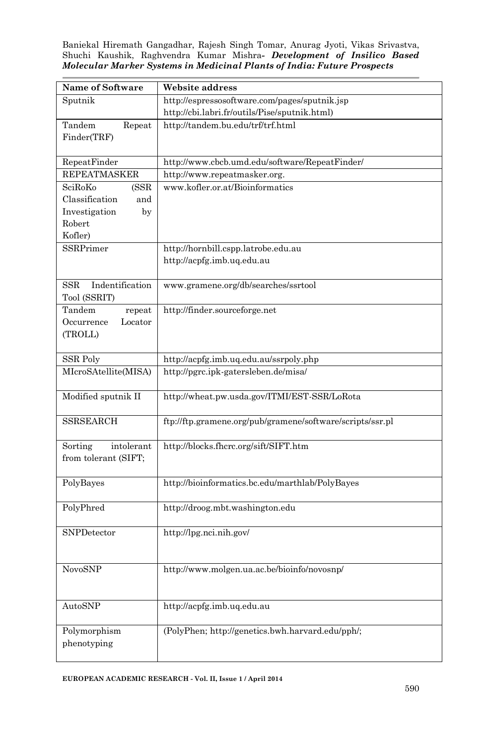| Name of Software | Website address |
|---|---|
| Sputnik | http://espressosoftware.com/pages/sputnik.jsp<br>http://cbi.labri.fr/outils/Pise/sputnik.html) |
| Tandem Repeat Finder(TRF) | http://tandem.bu.edu/trf/trf.html |
| RepeatFinder | http://www.cbcb.umd.edu/software/RepeatFinder/ |
| REPEATMASKER | http://www.repeatmasker.org. |
| SciRoKo (SSR Classification and Investigation by Robert Kofler) | www.kofler.or.at/Bioinformatics |
| SSRPrimer | http://hornbill.cspp.latrobe.edu.au<br>http://acpfg.imb.uq.edu.au |
| SSR Indentification Tool (SSRIT) | www.gramene.org/db/searches/ssrtool |
| Tandem repeat Occurrence Locator (TROLL) | http://finder.sourceforge.net |
| SSR Poly | http://acpfg.imb.uq.edu.au/ssrpoly.php |
| MIcroSAtellite(MISA) | http://pgrc.ipk-gatersleben.de/misa/ |
| Modified sputnik II | http://wheat.pw.usda.gov/ITMI/EST-SSR/LoRota |
| SSRSEARCH | ftp://ftp.gramene.org/pub/gramene/software/scripts/ssr.pl |
| Sorting intolerant from tolerant (SIFT; | http://blocks.fhcrc.org/sift/SIFT.htm |
| PolyBayes | http://bioinformatics.bc.edu/marthlab/PolyBayes |
| PolyPhred | http://droog.mbt.washington.edu |
| SNPDetector | http://lpg.nci.nih.gov/ |
| NovoSNP | http://www.molgen.ua.ac.be/bioinfo/novosnp/ |
| AutoSNP | http://acpfg.imb.uq.edu.au |
| Polymorphism phenotyping | (PolyPhen; http://genetics.bwh.harvard.edu/pph/; |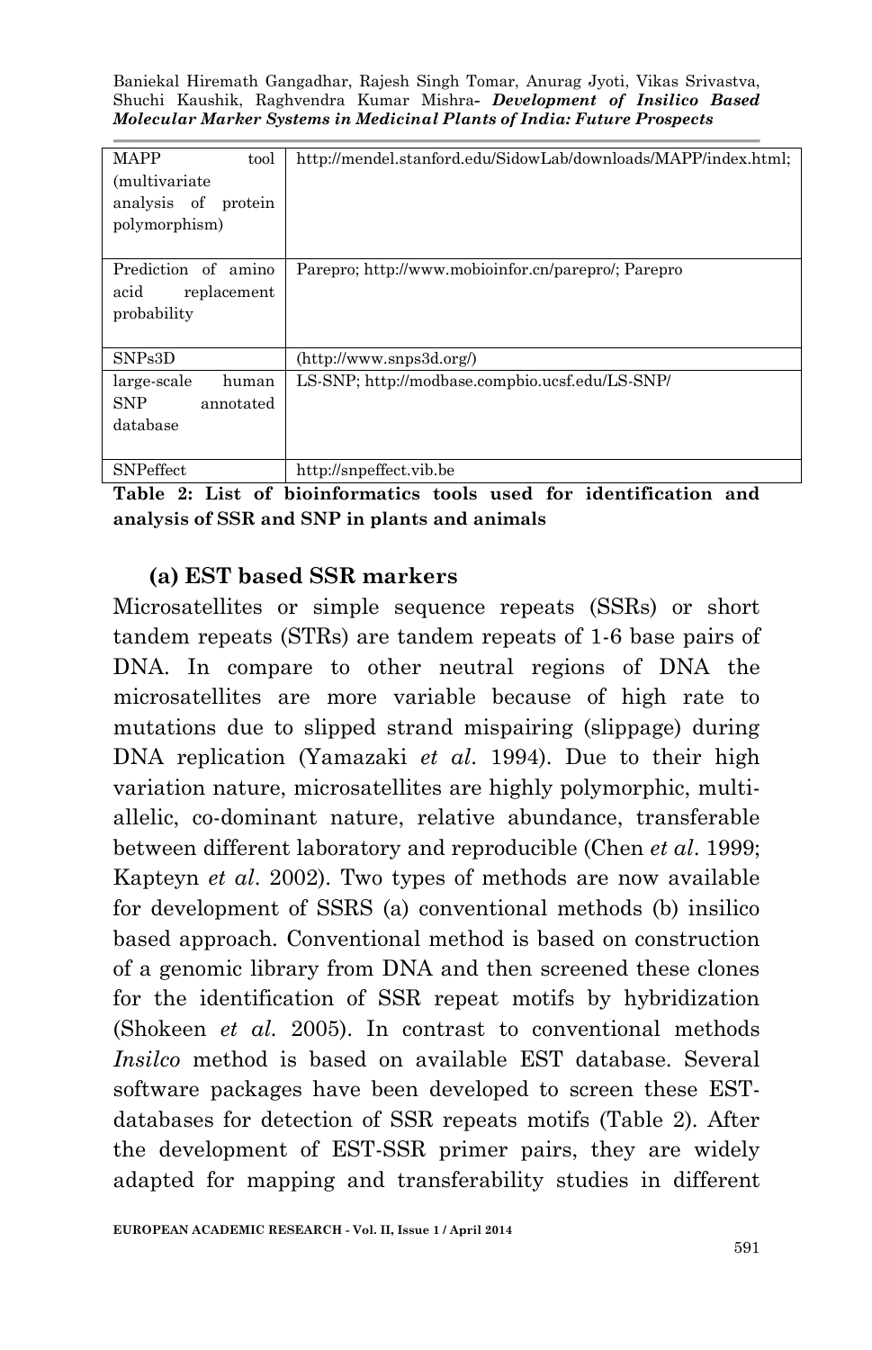| MAPP tool (multivariate analysis of protein polymorphism) | http://mendel.stanford.edu/SidowLab/downloads/MAPP/index.html; |
|---|---|
| Prediction of amino acid replacement probability | Parepro; http://www.mobioinfor.cn/parepro/; Parepro |
| SNPs3D | (http://www.snps3d.org/) |
| large-scale human SNP annotated database | LS-SNP; http://modbase.compbio.ucsf.edu/LS-SNP/ |
| SNPeffect | http://snpeffect.vib.be |

**Table 2: List of bioinformatics tools used for identification and analysis of SSR and SNP in plants and animals**

### (a) EST based SSR markers

Microsatellites or simple sequence repeats (SSRs) or short tandem repeats (STRs) are tandem repeats of 1-6 base pairs of DNA. In compare to other neutral regions of DNA the microsatellites are more variable because of high rate to mutations due to slipped strand mispairing (slippage) during DNA replication (Yamazaki *et al*. 1994). Due to their high variation nature, microsatellites are highly polymorphic, multi-allelic, co-dominant nature, relative abundance, transferable between different laboratory and reproducible (Chen *et al*. 1999; Kapteyn *et al*. 2002). Two types of methods are now available for development of SSRS (a) conventional methods (b) insilico based approach. Conventional method is based on construction of a genomic library from DNA and then screened these clones for the identification of SSR repeat motifs by hybridization (Shokeen *et al.* 2005). In contrast to conventional methods *Insilco* method is based on available EST database. Several software packages have been developed to screen these EST-databases for detection of SSR repeats motifs (Table 2). After the development of EST-SSR primer pairs, they are widely adapted for mapping and transferability studies in different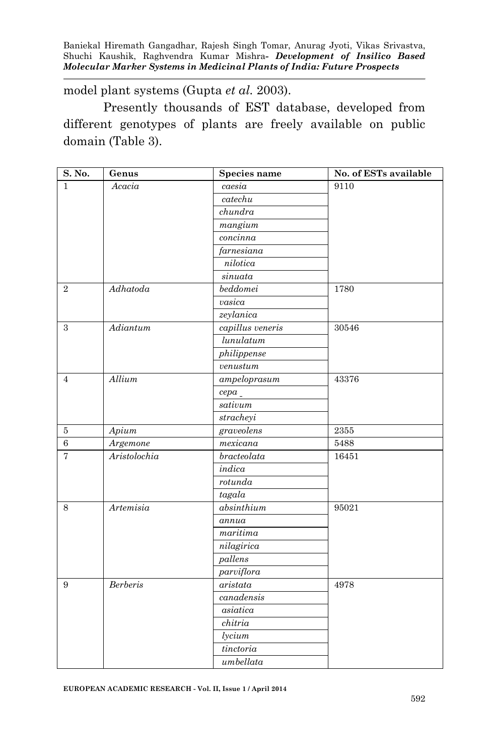model plant systems (Gupta *et al.* 2003).

Presently thousands of EST database, developed from different genotypes of plants are freely available on public domain (Table 3).

| S. No. | Genus | Species name | No. of ESTs available |
|---|---|---|---|
| 1 | *Acacia* | *caesia* | 9110 |
| | | *catechu* | |
| | | *chundra* | |
| | | *mangium* | |
| | | *concinna* | |
| | | *farnesiana* | |
| | | *nilotica* | |
| | | *sinuata* | |
| 2 | *Adhatoda* | *beddomei* | 1780 |
| | | *vasica* | |
| | | *zeylanica* | |
| 3 | *Adiantum* | *capillus veneris* | 30546 |
| | | *lunulatum* | |
| | | *philippense* | |
| | | *venustum* | |
| 4 | *Allium* | *ampeloprasum* | 43376 |
| | | *cepa* | |
| | | *sativum* | |
| | | *stracheyi* | |
| 5 | *Apium* | *graveolens* | 2355 |
| 6 | *Argemone* | *mexicana* | 5488 |
| 7 | *Aristolochia* | *bracteolata* | 16451 |
| | | *indica* | |
| | | *rotunda* | |
| | | *tagala* | |
| 8 | *Artemisia* | *absinthium* | 95021 |
| | | *annua* | |
| | | *maritima* | |
| | | *nilagirica* | |
| | | *pallens* | |
| | | *parviflora* | |
| 9 | *Berberis* | *aristata* | 4978 |
| | | *canadensis* | |
| | | *asiatica* | |
| | | *chitria* | |
| | | *lycium* | |
| | | *tinctoria* | |
| | | *umbellata* | |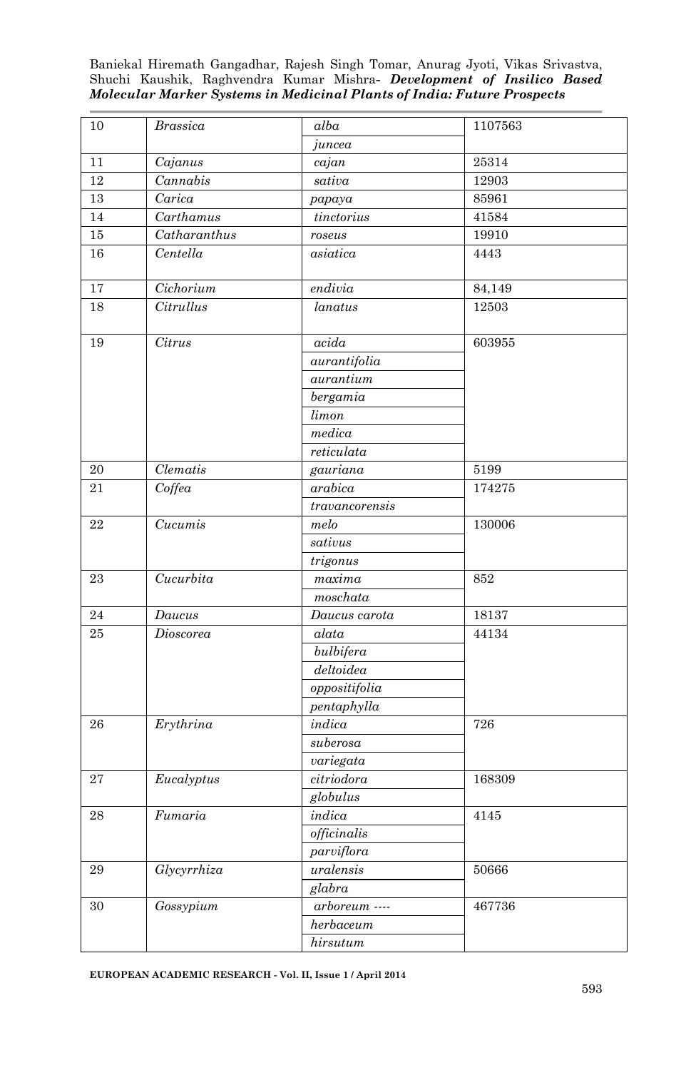| 10 | *Brassica* | *alba* | 1107563 |
|---|---|---|---|
| | | *juncea* | |
| 11 | *Cajanus* | *cajan* | 25314 |
| 12 | *Cannabis* | *sativa* | 12903 |
| 13 | *Carica* | *papaya* | 85961 |
| 14 | *Carthamus* | *tinctorius* | 41584 |
| 15 | *Catharanthus* | *roseus* | 19910 |
| 16 | *Centella* | *asiatica* | 4443 |
| 17 | *Cichorium* | *endivia* | 84,149 |
| 18 | *Citrullus* | *lanatus* | 12503 |
| 19 | *Citrus* | *acida* | 603955 |
| | | *aurantifolia* | |
| | | *aurantium* | |
| | | *bergamia* | |
| | | *limon* | |
| | | *medica* | |
| | | *reticulata* | |
| 20 | *Clematis* | *gauriana* | 5199 |
| 21 | *Coffea* | *arabica* | 174275 |
| | | *travancorensis* | |
| 22 | *Cucumis* | *melo* | 130006 |
| | | *sativus* | |
| | | *trigonus* | |
| 23 | *Cucurbita* | *maxima* | 852 |
| | | *moschata* | |
| 24 | *Daucus* | *Daucus carota* | 18137 |
| 25 | *Dioscorea* | *alata* | 44134 |
| | | *bulbifera* | |
| | | *deltoidea* | |
| | | *oppositifolia* | |
| | | *pentaphylla* | |
| 26 | *Erythrina* | *indica* | 726 |
| | | *suberosa* | |
| | | *variegata* | |
| 27 | *Eucalyptus* | *citriodora* | 168309 |
| | | *globulus* | |
| 28 | *Fumaria* | *indica* | 4145 |
| | | *officinalis* | |
| | | *parviflora* | |
| 29 | *Glycyrrhiza* | *uralensis* | 50666 |
| | | *glabra* | |
| 30 | *Gossypium* | *arboreum ----* | 467736 |
| | | *herbaceum* | |
| | | *hirsutum* | |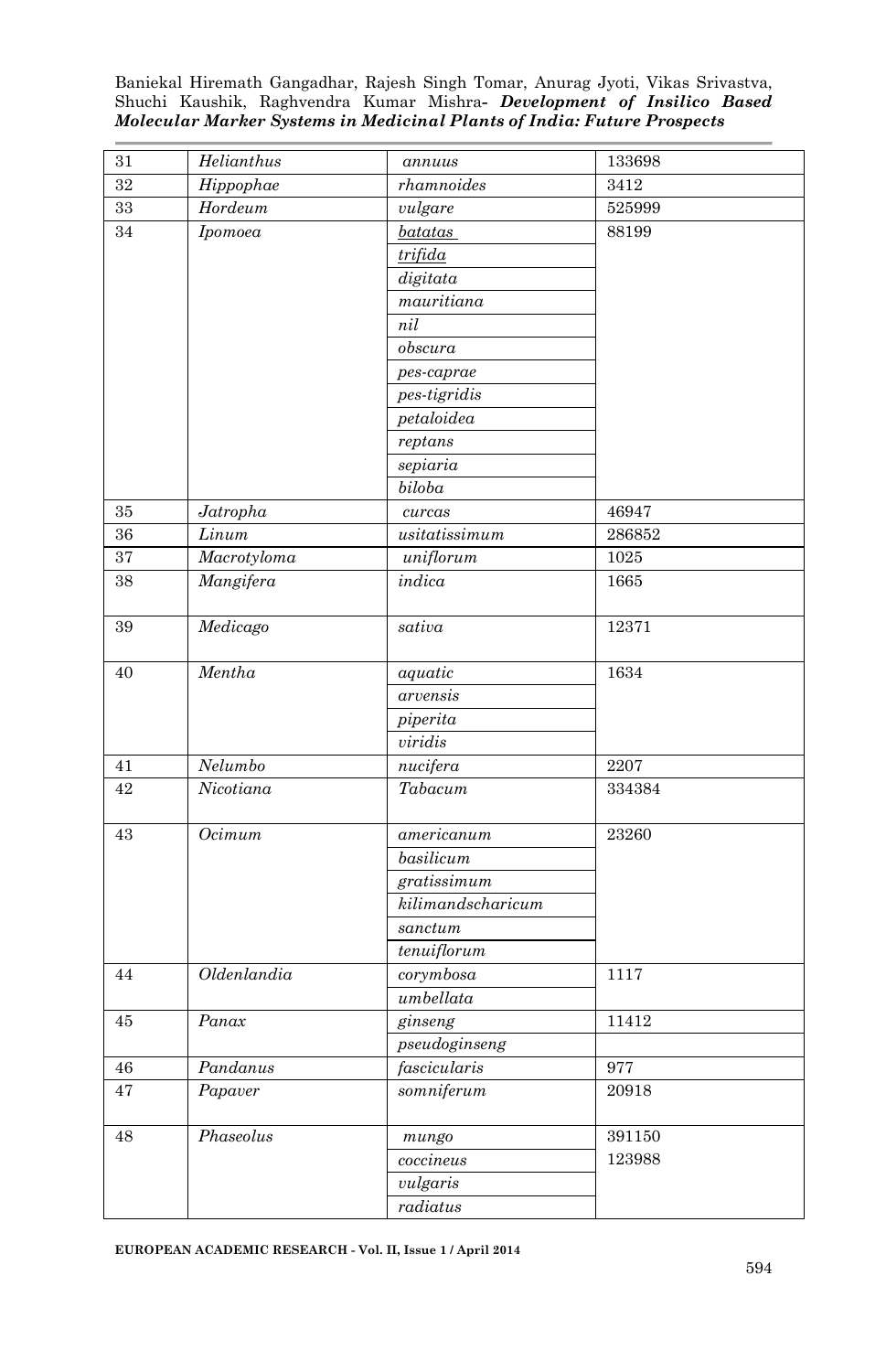| 31 | *Helianthus* | *annuus* | 133698 |
|---|---|---|---|
| 32 | *Hippophae* | *rhamnoides* | 3412 |
| 33 | *Hordeum* | *vulgare* | 525999 |
| 34 | *Ipomoea* | *batatas* | 88199 |
| | | *trifida* | |
| | | *digitata* | |
| | | *mauritiana* | |
| | | *nil* | |
| | | *obscura* | |
| | | *pes-caprae* | |
| | | *pes-tigridis* | |
| | | *petaloidea* | |
| | | *reptans* | |
| | | *sepiaria* | |
| | | *biloba* | |
| 35 | *Jatropha* | *curcas* | 46947 |
| 36 | *Linum* | *usitatissimum* | 286852 |
| 37 | *Macrotyloma* | *uniflorum* | 1025 |
| 38 | *Mangifera* | *indica* | 1665 |
| 39 | *Medicago* | *sativa* | 12371 |
| 40 | *Mentha* | *aquatic* | 1634 |
| | | *arvensis* | |
| | | *piperita* | |
| | | *viridis* | |
| 41 | *Nelumbo* | *nucifera* | 2207 |
| 42 | *Nicotiana* | *Tabacum* | 334384 |
| 43 | *Ocimum* | *americanum* | 23260 |
| | | *basilicum* | |
| | | *gratissimum* | |
| | | *kilimandscharicum* | |
| | | *sanctum* | |
| | | *tenuiflorum* | |
| 44 | *Oldenlandia* | *corymbosa* | 1117 |
| | | *umbellata* | |
| 45 | *Panax* | *ginseng* | 11412 |
| | | *pseudoginseng* | |
| 46 | *Pandanus* | *fascicularis* | 977 |
| 47 | *Papaver* | *somniferum* | 20918 |
| 48 | *Phaseolus* | *mungo* | 391150 |
| | | *coccineus* | 123988 |
| | | *vulgaris* | |
| | | *radiatus* | |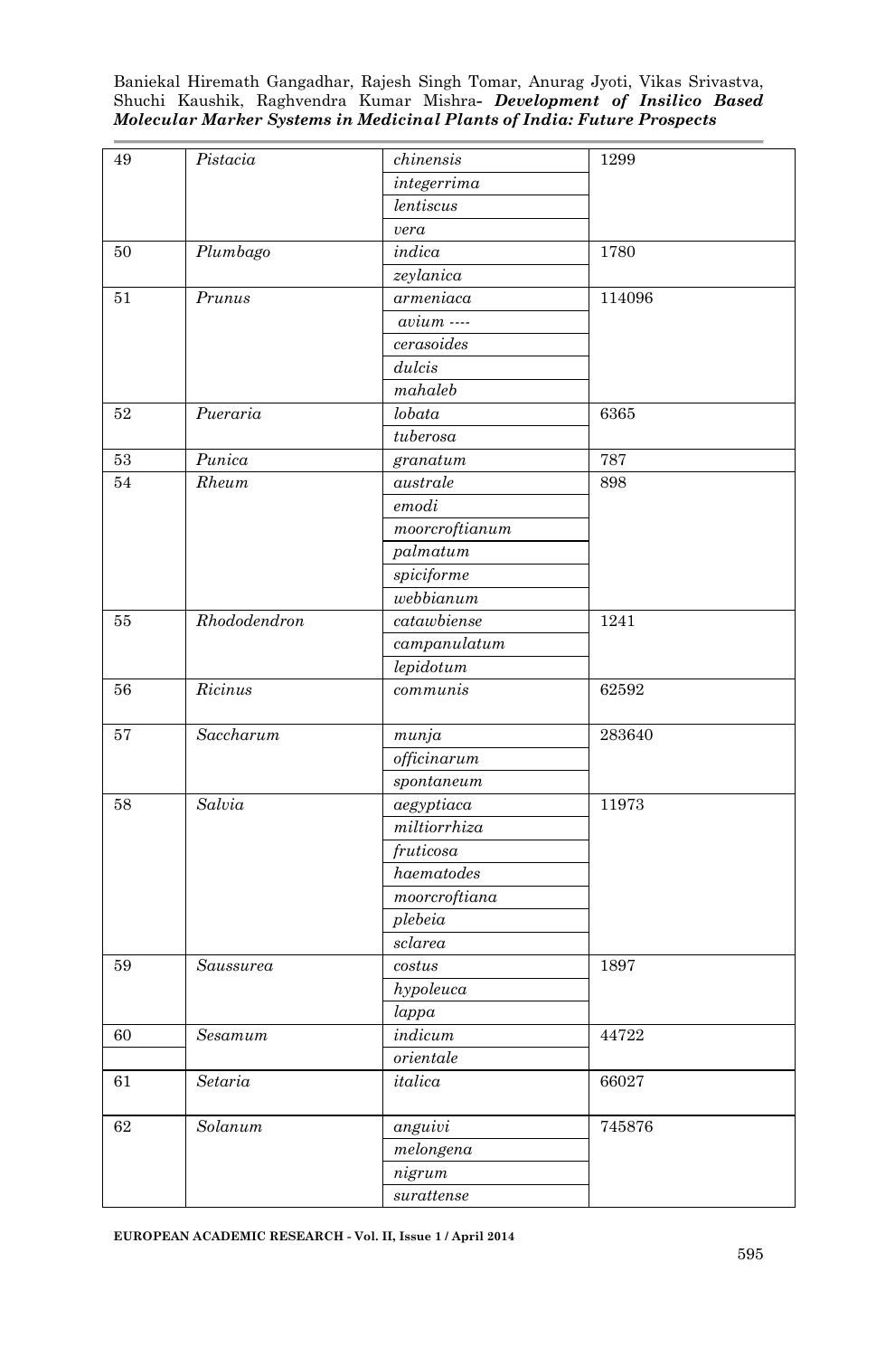| 49 | *Pistacia* | *chinensis* | 1299 |
|---|---|---|---|
| | | *integerrima* | |
| | | *lentiscus* | |
| | | *vera* | |
| 50 | *Plumbago* | *indica* | 1780 |
| | | *zeylanica* | |
| 51 | *Prunus* | *armeniaca* | 114096 |
| | | *avium ----* | |
| | | *cerasoides* | |
| | | *dulcis* | |
| | | *mahaleb* | |
| 52 | *Pueraria* | *lobata* | 6365 |
| | | *tuberosa* | |
| 53 | *Punica* | *granatum* | 787 |
| 54 | *Rheum* | *australe* | 898 |
| | | *emodi* | |
| | | *moorcroftianum* | |
| | | *palmatum* | |
| | | *spiciforme* | |
| | | *webbianum* | |
| 55 | *Rhododendron* | *catawbiense* | 1241 |
| | | *campanulatum* | |
| | | *lepidotum* | |
| 56 | *Ricinus* | *communis* | 62592 |
| 57 | *Saccharum* | *munja* | 283640 |
| | | *officinarum* | |
| | | *spontaneum* | |
| 58 | *Salvia* | *aegyptiaca* | 11973 |
| | | *miltiorrhiza* | |
| | | *fruticosa* | |
| | | *haematodes* | |
| | | *moorcroftiana* | |
| | | *plebeia* | |
| | | *sclarea* | |
| 59 | *Saussurea* | *costus* | 1897 |
| | | *hypoleuca* | |
| | | *lappa* | |
| 60 | *Sesamum* | *indicum* | 44722 |
| | | *orientale* | |
| 61 | *Setaria* | *italica* | 66027 |
| 62 | *Solanum* | *anguivi* | 745876 |
| | | *melongena* | |
| | | *nigrum* | |
| | | *surattense* | |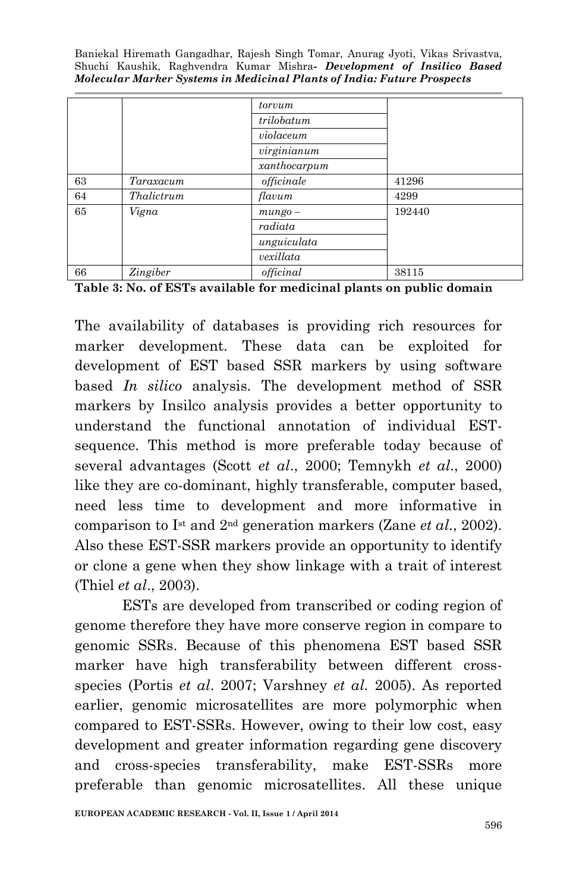| | | *torvum* | |
|---|---|---|---|
| | | *trilobatum* | |
| | | *violaceum* | |
| | | *virginianum* | |
| | | *xanthocarpum* | |
| 63 | *Taraxacum* | *officinale* | 41296 |
| 64 | *Thalictrum* | *flavum* | 4299 |
| 65 | *Vigna* | *mungo –* | 192440 |
| | | *radiata* | |
| | | *unguiculata* | |
| | | *vexillata* | |
| 66 | *Zingiber* | *officinal* | 38115 |

**Table 3: No. of ESTs available for medicinal plants on public domain**

The availability of databases is providing rich resources for marker development. These data can be exploited for development of EST based SSR markers by using software based *In silico* analysis. The development method of SSR markers by Insilco analysis provides a better opportunity to understand the functional annotation of individual EST-sequence. This method is more preferable today because of several advantages (Scott *et al*., 2000; Temnykh *et al*., 2000) like they are co-dominant, highly transferable, computer based, need less time to development and more informative in comparison to I$^{st}$ and 2$^{nd}$ generation markers (Zane *et al*., 2002). Also these EST-SSR markers provide an opportunity to identify or clone a gene when they show linkage with a trait of interest (Thiel *et al*., 2003).

ESTs are developed from transcribed or coding region of genome therefore they have more conserve region in compare to genomic SSRs. Because of this phenomena EST based SSR marker have high transferability between different cross-species (Portis *et al*. 2007; Varshney *et al.* 2005). As reported earlier, genomic microsatellites are more polymorphic when compared to EST-SSRs. However, owing to their low cost, easy development and greater information regarding gene discovery and cross-species transferability, make EST-SSRs more preferable than genomic microsatellites. All these unique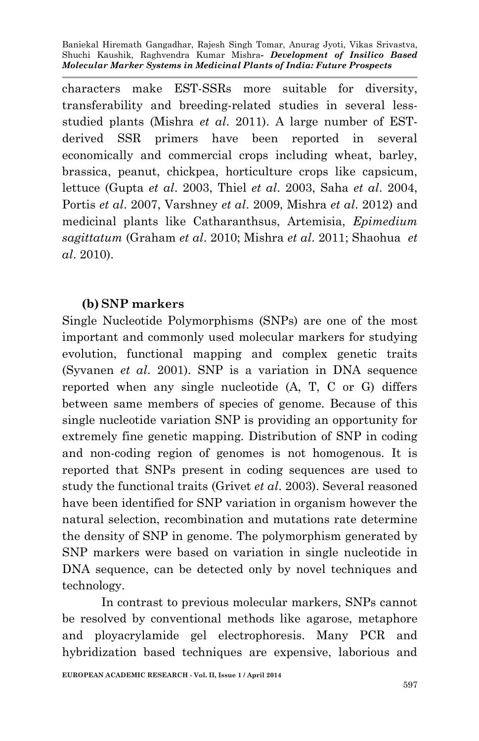characters make EST-SSRs more suitable for diversity, transferability and breeding-related studies in several less-studied plants (Mishra *et al*. 2011). A large number of EST-derived SSR primers have been reported in several economically and commercial crops including wheat, barley, brassica, peanut, chickpea, horticulture crops like capsicum, lettuce (Gupta *et al*. 2003, Thiel *et al*. 2003, Saha *et al*. 2004, Portis *et al*. 2007, Varshney *et al*. 2009, Mishra *et al*. 2012) and medicinal plants like Catharanthsus, Artemisia, *Epimedium sagittatum* (Graham *et al*. 2010; Mishra *et al*. 2011; Shaohua *et al*. 2010).

### (b) SNP markers

Single Nucleotide Polymorphisms (SNPs) are one of the most important and commonly used molecular markers for studying evolution, functional mapping and complex genetic traits (Syvanen *et al*. 2001). SNP is a variation in DNA sequence reported when any single nucleotide (A, T, C or G) differs between same members of species of genome. Because of this single nucleotide variation SNP is providing an opportunity for extremely fine genetic mapping. Distribution of SNP in coding and non-coding region of genomes is not homogenous. It is reported that SNPs present in coding sequences are used to study the functional traits (Grivet *et al*. 2003). Several reasoned have been identified for SNP variation in organism however the natural selection, recombination and mutations rate determine the density of SNP in genome. The polymorphism generated by SNP markers were based on variation in single nucleotide in DNA sequence, can be detected only by novel techniques and technology.

In contrast to previous molecular markers, SNPs cannot be resolved by conventional methods like agarose, metaphore and ployacrylamide gel electrophoresis. Many PCR and hybridization based techniques are expensive, laborious and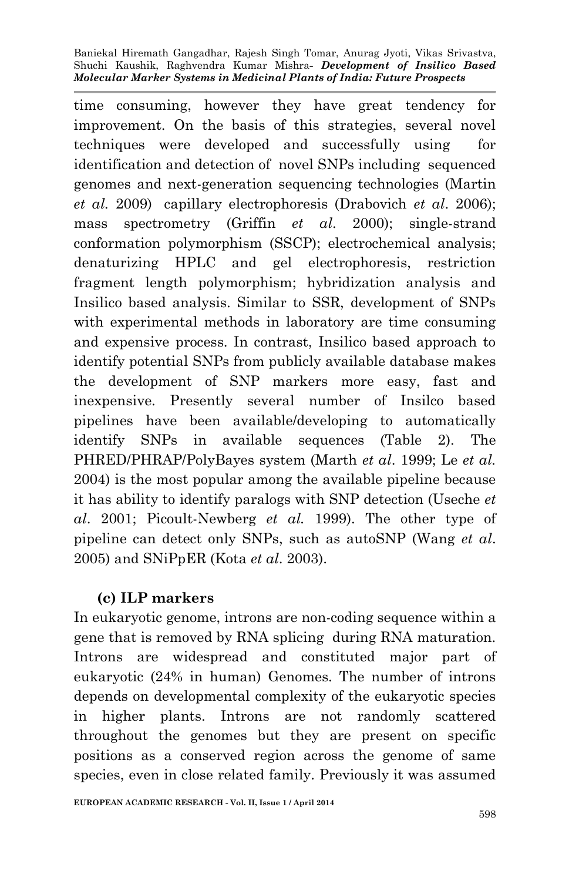time consuming, however they have great tendency for improvement. On the basis of this strategies, several novel techniques were developed and successfully using for identification and detection of novel SNPs including sequenced genomes and next-generation sequencing technologies (Martin *et al.* 2009) capillary electrophoresis (Drabovich *et al*. 2006); mass spectrometry (Griffin *et al.* 2000); single-strand conformation polymorphism (SSCP); electrochemical analysis; denaturizing HPLC and gel electrophoresis, restriction fragment length polymorphism; hybridization analysis and Insilico based analysis. Similar to SSR, development of SNPs with experimental methods in laboratory are time consuming and expensive process. In contrast, Insilico based approach to identify potential SNPs from publicly available database makes the development of SNP markers more easy, fast and inexpensive. Presently several number of Insilco based pipelines have been available/developing to automatically identify SNPs in available sequences (Table 2). The PHRED/PHRAP/PolyBayes system (Marth *et al*. 1999; Le *et al.* 2004) is the most popular among the available pipeline because it has ability to identify paralogs with SNP detection (Useche *et al*. 2001; Picoult-Newberg *et al.* 1999). The other type of pipeline can detect only SNPs, such as autoSNP (Wang *et al*. 2005) and SNiPpER (Kota *et al*. 2003).

### (c) ILP markers

In eukaryotic genome, introns are non-coding sequence within a gene that is removed by RNA splicing during RNA maturation. Introns are widespread and constituted major part of eukaryotic (24% in human) Genomes. The number of introns depends on developmental complexity of the eukaryotic species in higher plants. Introns are not randomly scattered throughout the genomes but they are present on specific positions as a conserved region across the genome of same species, even in close related family. Previously it was assumed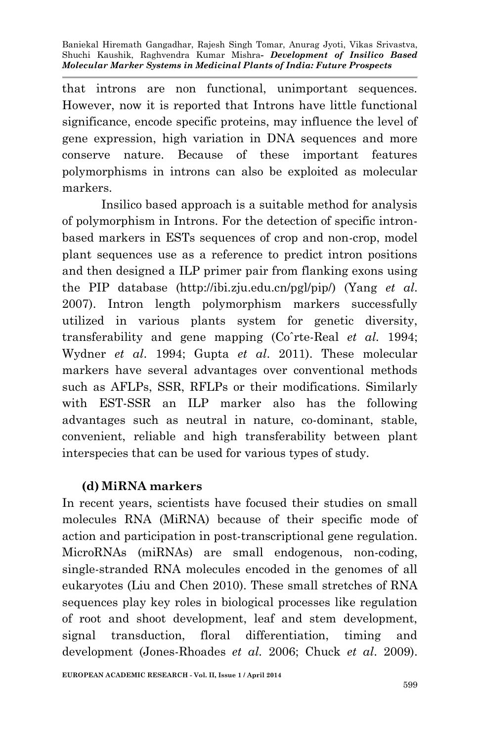that introns are non functional, unimportant sequences. However, now it is reported that Introns have little functional significance, encode specific proteins, may influence the level of gene expression, high variation in DNA sequences and more conserve nature. Because of these important features polymorphisms in introns can also be exploited as molecular markers.

Insilico based approach is a suitable method for analysis of polymorphism in Introns. For the detection of specific intron-based markers in ESTs sequences of crop and non-crop, model plant sequences use as a reference to predict intron positions and then designed a ILP primer pair from flanking exons using the PIP database (http://ibi.zju.edu.cn/pgl/pip/) (Yang *et al*. 2007). Intron length polymorphism markers successfully utilized in various plants system for genetic diversity, transferability and gene mapping (Coˆrte-Real *et al.* 1994; Wydner *et al*. 1994; Gupta *et al*. 2011). These molecular markers have several advantages over conventional methods such as AFLPs, SSR, RFLPs or their modifications. Similarly with EST-SSR an ILP marker also has the following advantages such as neutral in nature, co-dominant, stable, convenient, reliable and high transferability between plant interspecies that can be used for various types of study.

**(d) MiRNA markers**

In recent years, scientists have focused their studies on small molecules RNA (MiRNA) because of their specific mode of action and participation in post-transcriptional gene regulation. MicroRNAs (miRNAs) are small endogenous, non-coding, single-stranded RNA molecules encoded in the genomes of all eukaryotes (Liu and Chen 2010). These small stretches of RNA sequences play key roles in biological processes like regulation of root and shoot development, leaf and stem development, signal transduction, floral differentiation, timing and development (Jones-Rhoades *et al.* 2006; Chuck *et al*. 2009).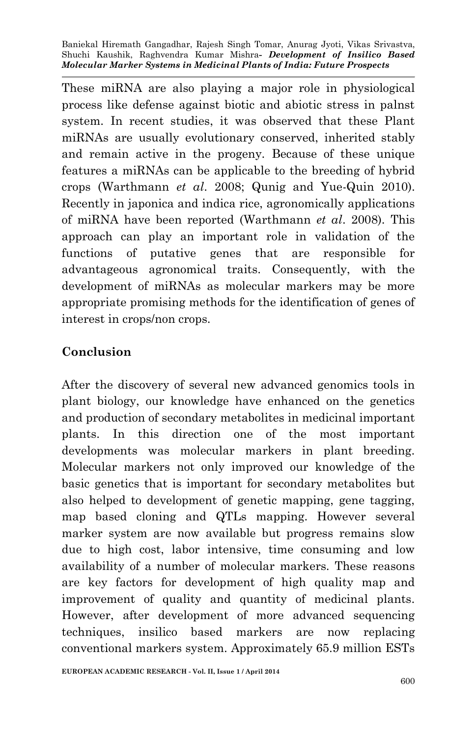These miRNA are also playing a major role in physiological process like defense against biotic and abiotic stress in palnst system. In recent studies, it was observed that these Plant miRNAs are usually evolutionary conserved, inherited stably and remain active in the progeny. Because of these unique features a miRNAs can be applicable to the breeding of hybrid crops (Warthmann *et al*. 2008; Qunig and Yue-Quin 2010). Recently in japonica and indica rice, agronomically applications of miRNA have been reported (Warthmann *et al*. 2008). This approach can play an important role in validation of the functions of putative genes that are responsible for advantageous agronomical traits. Consequently, with the development of miRNAs as molecular markers may be more appropriate promising methods for the identification of genes of interest in crops/non crops.

## Conclusion

After the discovery of several new advanced genomics tools in plant biology, our knowledge have enhanced on the genetics and production of secondary metabolites in medicinal important plants. In this direction one of the most important developments was molecular markers in plant breeding. Molecular markers not only improved our knowledge of the basic genetics that is important for secondary metabolites but also helped to development of genetic mapping, gene tagging, map based cloning and QTLs mapping. However several marker system are now available but progress remains slow due to high cost, labor intensive, time consuming and low availability of a number of molecular markers. These reasons are key factors for development of high quality map and improvement of quality and quantity of medicinal plants. However, after development of more advanced sequencing techniques, insilico based markers are now replacing conventional markers system. Approximately 65.9 million ESTs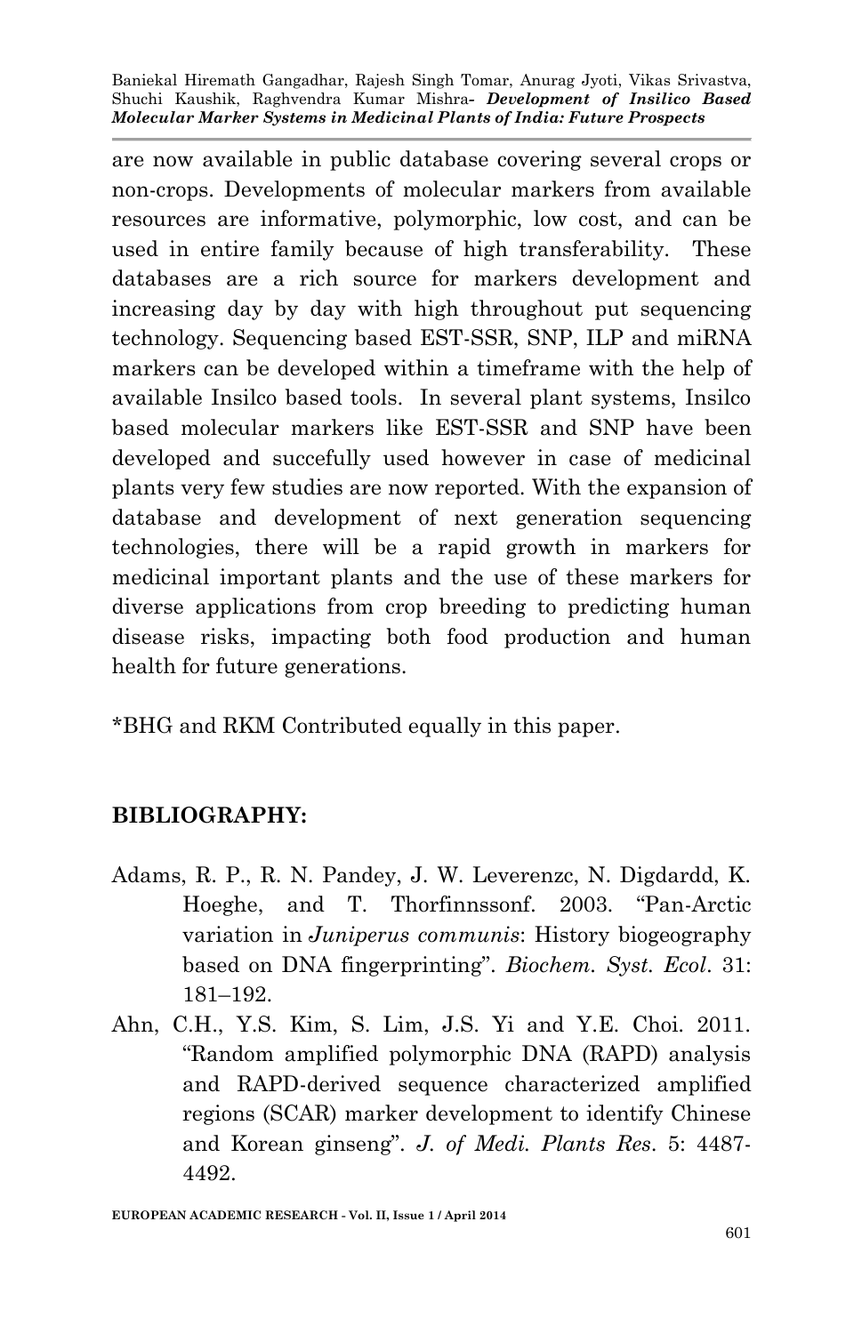are now available in public database covering several crops or non-crops. Developments of molecular markers from available resources are informative, polymorphic, low cost, and can be used in entire family because of high transferability. These databases are a rich source for markers development and increasing day by day with high throughout put sequencing technology. Sequencing based EST-SSR, SNP, ILP and miRNA markers can be developed within a timeframe with the help of available Insilco based tools. In several plant systems, Insilco based molecular markers like EST-SSR and SNP have been developed and succefully used however in case of medicinal plants very few studies are now reported. With the expansion of database and development of next generation sequencing technologies, there will be a rapid growth in markers for medicinal important plants and the use of these markers for diverse applications from crop breeding to predicting human disease risks, impacting both food production and human health for future generations.

*BHG and RKM Contributed equally in this paper.

## BIBLIOGRAPHY:

Adams, R. P., R. N. Pandey, J. W. Leverenzc, N. Digdardd, K. Hoeghe, and T. Thorfinnssonf. 2003. "Pan-Arctic variation in *Juniperus communis*: History biogeography based on DNA fingerprinting". *Biochem. Syst. Ecol*. 31: 181–192.

Ahn, C.H., Y.S. Kim, S. Lim, J.S. Yi and Y.E. Choi. 2011. "Random amplified polymorphic DNA (RAPD) analysis and RAPD-derived sequence characterized amplified regions (SCAR) marker development to identify Chinese and Korean ginseng". *J. of Medi. Plants Res*. 5: 4487-4492.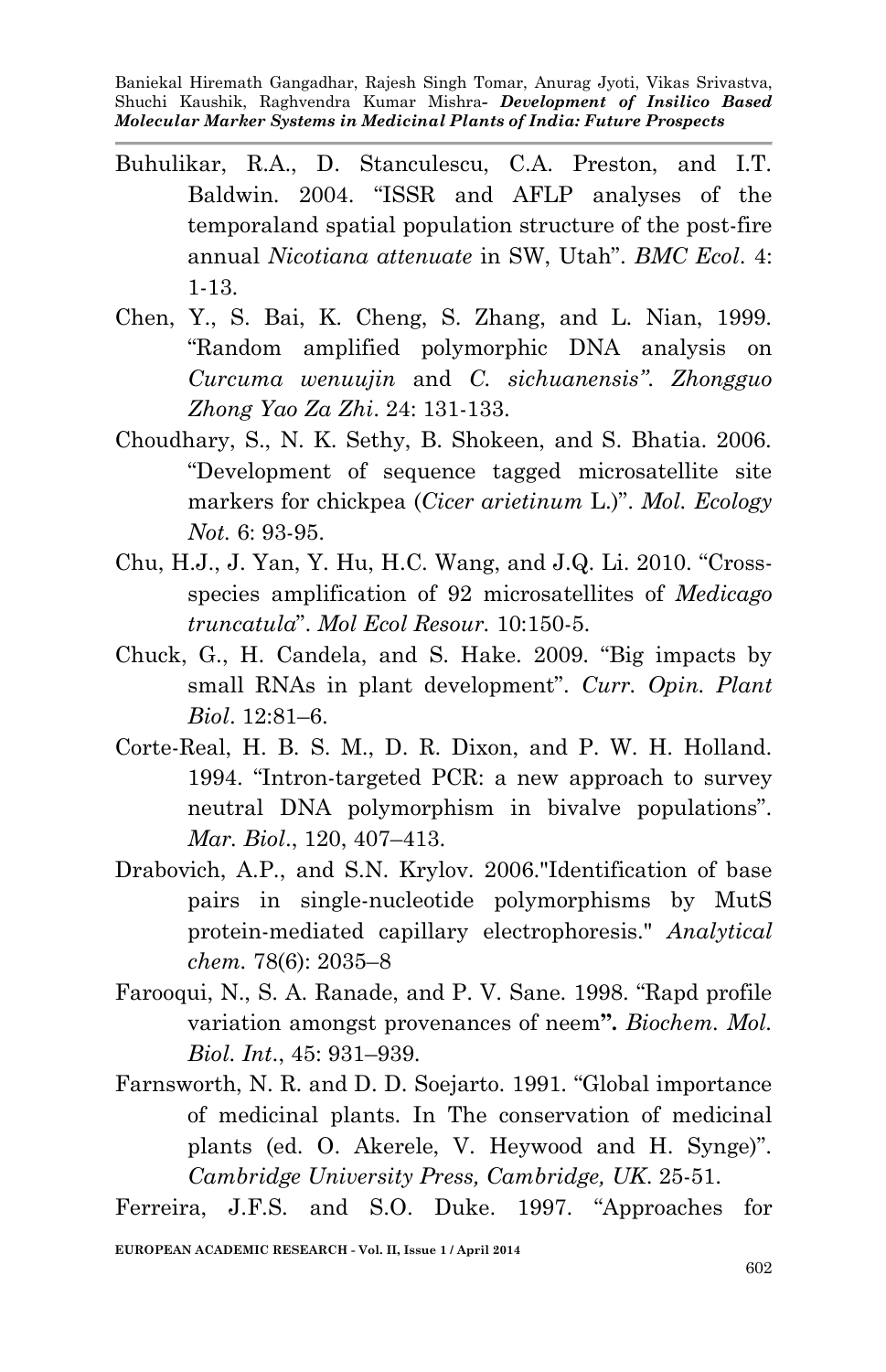Buhulikar, R.A., D. Stanculescu, C.A. Preston, and I.T. Baldwin. 2004. "ISSR and AFLP analyses of the temporaland spatial population structure of the post-fire annual *Nicotiana attenuate* in SW, Utah". *BMC Ecol*. 4: 1-13.

Chen, Y., S. Bai, K. Cheng, S. Zhang, and L. Nian, 1999. "Random amplified polymorphic DNA analysis on *Curcuma wenuujin* and *C. sichuanensis"*. *Zhongguo Zhong Yao Za Zhi*. 24: 131-133.

Choudhary, S., N. K. Sethy, B. Shokeen, and S. Bhatia. 2006. "Development of sequence tagged microsatellite site markers for chickpea (*Cicer arietinum* L.)". *Mol. Ecology Not.* 6: 93-95.

Chu, H.J., J. Yan, Y. Hu, H.C. Wang, and J.Q. Li. 2010. "Cross-species amplification of 92 microsatellites of *Medicago truncatula*". *Mol Ecol Resour.* 10:150-5.

Chuck, G., H. Candela, and S. Hake. 2009. "Big impacts by small RNAs in plant development". *Curr. Opin. Plant Biol*. 12:81–6.

Corte-Real, H. B. S. M., D. R. Dixon, and P. W. H. Holland. 1994. "Intron-targeted PCR: a new approach to survey neutral DNA polymorphism in bivalve populations". *Mar. Biol*., 120, 407–413.

Drabovich, A.P., and S.N. Krylov. 2006."Identification of base pairs in single-nucleotide polymorphisms by MutS protein-mediated capillary electrophoresis." *Analytical chem.* 78(6): 2035–8

Farooqui, N., S. A. Ranade, and P. V. Sane. 1998. "Rapd profile variation amongst provenances of neem**".** *Biochem. Mol. Biol. Int*., 45: 931–939.

Farnsworth, N. R. and D. D. Soejarto. 1991. "Global importance of medicinal plants. In The conservation of medicinal plants (ed. O. Akerele, V. Heywood and H. Synge)". *Cambridge University Press, Cambridge, UK*. 25-51.

Ferreira, J.F.S. and S.O. Duke. 1997. "Approaches for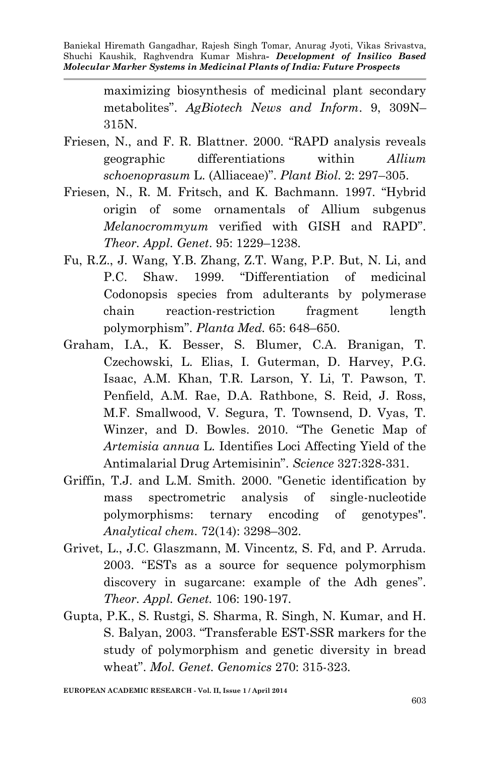maximizing biosynthesis of medicinal plant secondary metabolites". *AgBiotech News and Inform*. 9, 309N–315N.

Friesen, N., and F. R. Blattner. 2000. "RAPD analysis reveals geographic differentiations within *Allium schoenoprasum* L. (Alliaceae)". *Plant Biol.* 2: 297–305.

Friesen, N., R. M. Fritsch, and K. Bachmann. 1997. "Hybrid origin of some ornamentals of Allium subgenus *Melanocrommyum* verified with GISH and RAPD". *Theor. Appl. Genet*. 95: 1229–1238.

Fu, R.Z., J. Wang, Y.B. Zhang, Z.T. Wang, P.P. But, N. Li, and P.C. Shaw. 1999. "Differentiation of medicinal Codonopsis species from adulterants by polymerase chain reaction-restriction fragment length polymorphism". *Planta Med.* 65: 648–650.

Graham, I.A., K. Besser, S. Blumer, C.A. Branigan, T. Czechowski, L. Elias, I. Guterman, D. Harvey, P.G. Isaac, A.M. Khan, T.R. Larson, Y. Li, T. Pawson, T. Penfield, A.M. Rae, D.A. Rathbone, S. Reid, J. Ross, M.F. Smallwood, V. Segura, T. Townsend, D. Vyas, T. Winzer, and D. Bowles. 2010. "The Genetic Map of *Artemisia annua* L. Identifies Loci Affecting Yield of the Antimalarial Drug Artemisinin". *Science* 327:328-331.

Griffin, T.J. and L.M. Smith. 2000. "Genetic identification by mass spectrometric analysis of single-nucleotide polymorphisms: ternary encoding of genotypes". *Analytical chem.* 72(14): 3298–302.

Grivet, L., J.C. Glaszmann, M. Vincentz, S. Fd, and P. Arruda. 2003. "ESTs as a source for sequence polymorphism discovery in sugarcane: example of the Adh genes". *Theor. Appl. Genet.* 106: 190-197.

Gupta, P.K., S. Rustgi, S. Sharma, R. Singh, N. Kumar, and H. S. Balyan, 2003. "Transferable EST-SSR markers for the study of polymorphism and genetic diversity in bread wheat". *Mol. Genet. Genomics* 270: 315-323.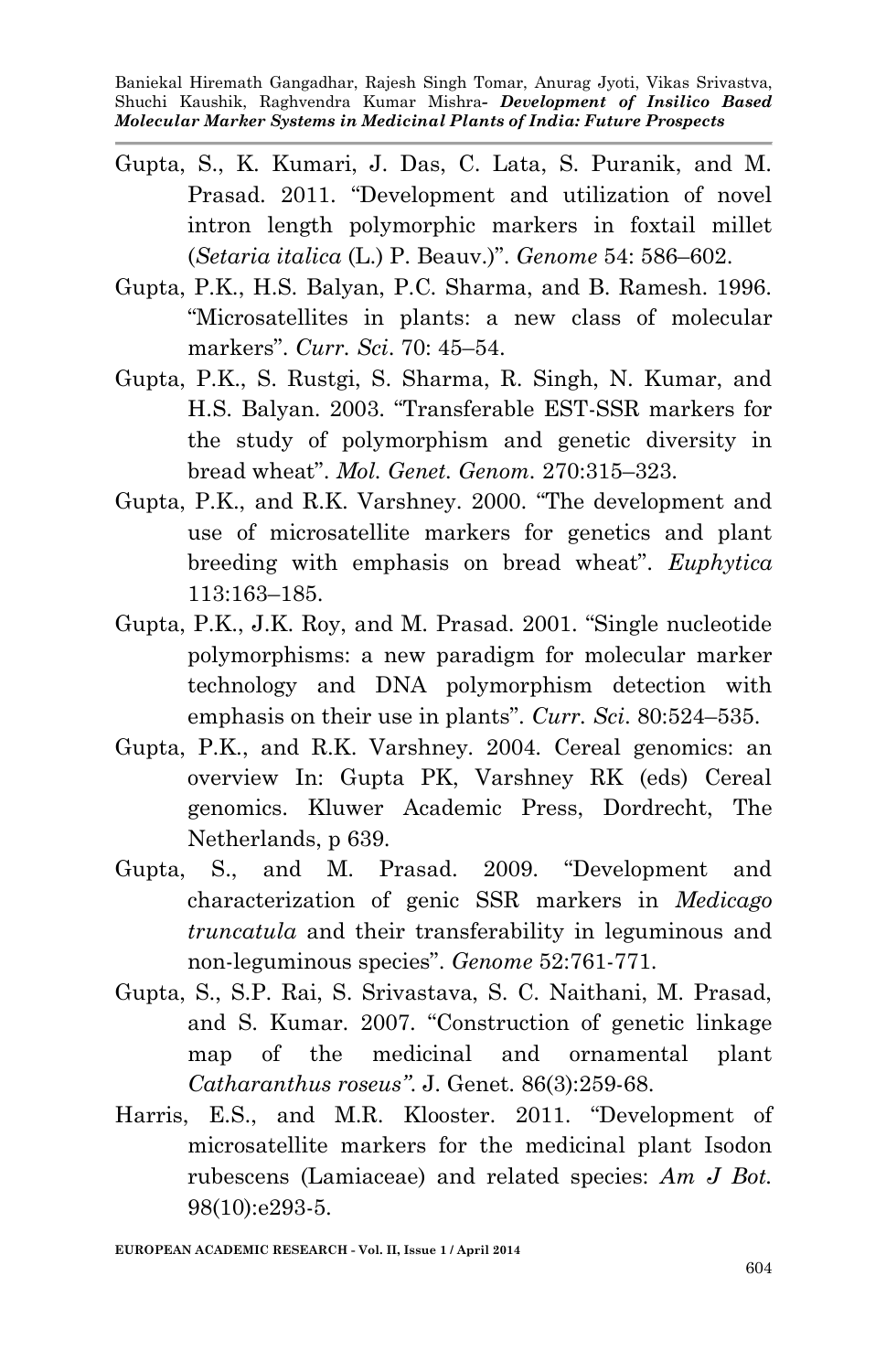Gupta, S., K. Kumari, J. Das, C. Lata, S. Puranik, and M. Prasad. 2011. "Development and utilization of novel intron length polymorphic markers in foxtail millet (*Setaria italica* (L.) P. Beauv.)". *Genome* 54: 586–602.

Gupta, P.K., H.S. Balyan, P.C. Sharma, and B. Ramesh. 1996. "Microsatellites in plants: a new class of molecular markers". *Curr. Sci*. 70: 45–54.

Gupta, P.K., S. Rustgi, S. Sharma, R. Singh, N. Kumar, and H.S. Balyan. 2003. "Transferable EST-SSR markers for the study of polymorphism and genetic diversity in bread wheat". *Mol. Genet. Genom*. 270:315–323.

Gupta, P.K., and R.K. Varshney. 2000. "The development and use of microsatellite markers for genetics and plant breeding with emphasis on bread wheat". *Euphytica* 113:163–185.

Gupta, P.K., J.K. Roy, and M. Prasad. 2001. "Single nucleotide polymorphisms: a new paradigm for molecular marker technology and DNA polymorphism detection with emphasis on their use in plants". *Curr. Sci*. 80:524–535.

Gupta, P.K., and R.K. Varshney. 2004. Cereal genomics: an overview In: Gupta PK, Varshney RK (eds) Cereal genomics. Kluwer Academic Press, Dordrecht, The Netherlands, p 639.

Gupta, S., and M. Prasad. 2009. "Development and characterization of genic SSR markers in *Medicago truncatula* and their transferability in leguminous and non-leguminous species". *Genome* 52:761-771.

Gupta, S., S.P. Rai, S. Srivastava, S. C. Naithani, M. Prasad, and S. Kumar. 2007. "Construction of genetic linkage map of the medicinal and ornamental plant *Catharanthus roseus"*. J. Genet. 86(3):259-68.

Harris, E.S., and M.R. Klooster. 2011. "Development of microsatellite markers for the medicinal plant Isodon rubescens (Lamiaceae) and related species: *Am J Bot.* 98(10):e293-5.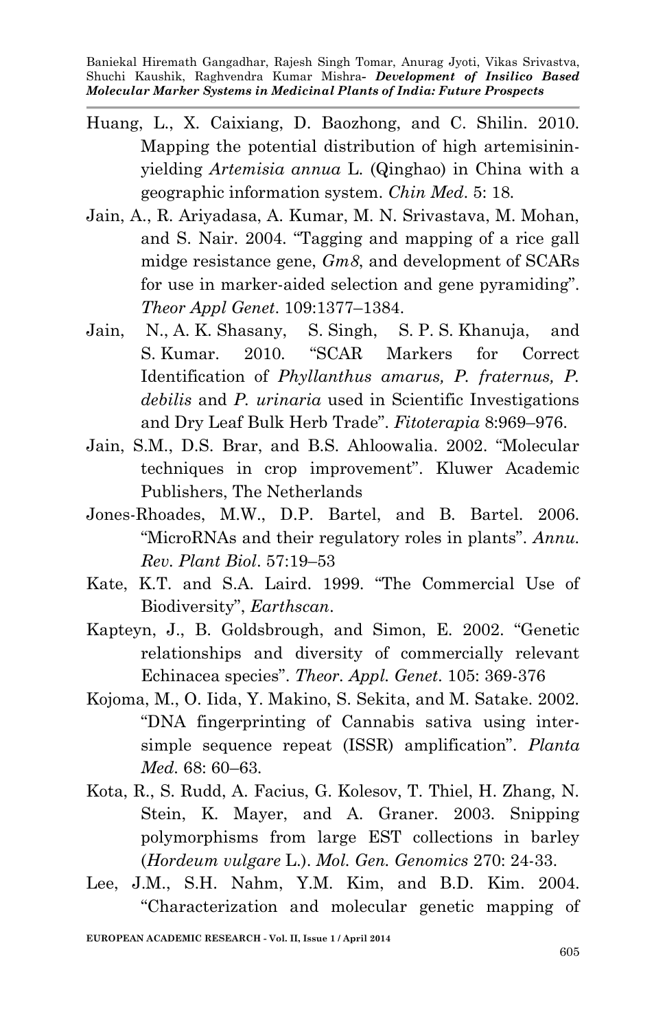Huang, L., X. Caixiang, D. Baozhong, and C. Shilin. 2010. Mapping the potential distribution of high artemisinin-yielding *Artemisia annua* L. (Qinghao) in China with a geographic information system. *Chin Med*. 5: 18.

Jain, A., R. Ariyadasa, A. Kumar, M. N. Srivastava, M. Mohan, and S. Nair. 2004. "Tagging and mapping of a rice gall midge resistance gene, *Gm8*, and development of SCARs for use in marker-aided selection and gene pyramiding". *Theor Appl Genet*. 109:1377–1384.

Jain, N., A. K. Shasany, S. Singh, S. P. S. Khanuja, and S. Kumar. 2010. "SCAR Markers for Correct Identification of *Phyllanthus amarus, P. fraternus, P. debilis* and *P. urinaria* used in Scientific Investigations and Dry Leaf Bulk Herb Trade". *Fitoterapia* 8:969–976.

Jain, S.M., D.S. Brar, and B.S. Ahloowalia. 2002. "Molecular techniques in crop improvement". Kluwer Academic Publishers, The Netherlands

Jones-Rhoades, M.W., D.P. Bartel, and B. Bartel. 2006. "MicroRNAs and their regulatory roles in plants". *Annu. Rev. Plant Biol*. 57:19–53

Kate, K.T. and S.A. Laird. 1999. "The Commercial Use of Biodiversity", *Earthscan*.

Kapteyn, J., B. Goldsbrough, and Simon, E. 2002. "Genetic relationships and diversity of commercially relevant Echinacea species". *Theor. Appl. Genet*. 105: 369-376

Kojoma, M., O. Iida, Y. Makino, S. Sekita, and M. Satake. 2002. "DNA fingerprinting of Cannabis sativa using inter-simple sequence repeat (ISSR) amplification". *Planta Med*. 68: 60–63.

Kota, R., S. Rudd, A. Facius, G. Kolesov, T. Thiel, H. Zhang, N. Stein, K. Mayer, and A. Graner. 2003. Snipping polymorphisms from large EST collections in barley (*Hordeum vulgare* L.). *Mol. Gen. Genomics* 270: 24-33.

Lee, J.M., S.H. Nahm, Y.M. Kim, and B.D. Kim. 2004. "Characterization and molecular genetic mapping of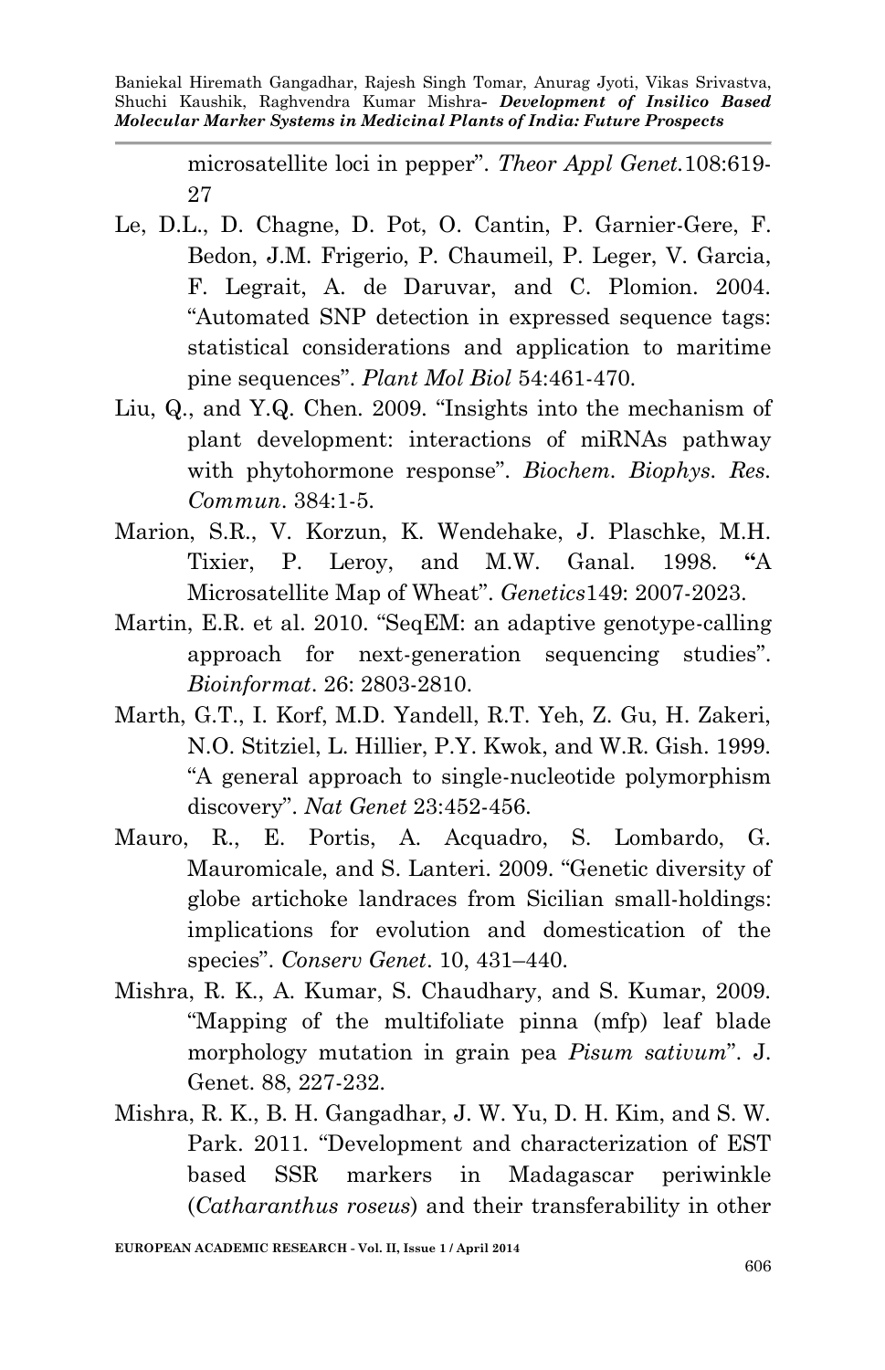microsatellite loci in pepper". *Theor Appl Genet.*108:619-27

Le, D.L., D. Chagne, D. Pot, O. Cantin, P. Garnier-Gere, F. Bedon, J.M. Frigerio, P. Chaumeil, P. Leger, V. Garcia, F. Legrait, A. de Daruvar, and C. Plomion. 2004. "Automated SNP detection in expressed sequence tags: statistical considerations and application to maritime pine sequences". *Plant Mol Biol* 54:461-470.

Liu, Q., and Y.Q. Chen. 2009. "Insights into the mechanism of plant development: interactions of miRNAs pathway with phytohormone response". *Biochem. Biophys. Res. Commun*. 384:1-5.

Marion, S.R., V. Korzun, K. Wendehake, J. Plaschke, M.H. Tixier, P. Leroy, and M.W. Ganal. 1998. "A Microsatellite Map of Wheat". *Genetics*149: 2007-2023.

Martin, E.R. et al. 2010. "SeqEM: an adaptive genotype-calling approach for next-generation sequencing studies". *Bioinformat*. 26: 2803-2810.

Marth, G.T., I. Korf, M.D. Yandell, R.T. Yeh, Z. Gu, H. Zakeri, N.O. Stitziel, L. Hillier, P.Y. Kwok, and W.R. Gish. 1999. "A general approach to single-nucleotide polymorphism discovery". *Nat Genet* 23:452-456.

Mauro, R., E. Portis, A. Acquadro, S. Lombardo, G. Mauromicale, and S. Lanteri. 2009. "Genetic diversity of globe artichoke landraces from Sicilian small-holdings: implications for evolution and domestication of the species". *Conserv Genet*. 10, 431–440.

Mishra, R. K., A. Kumar, S. Chaudhary, and S. Kumar, 2009. "Mapping of the multifoliate pinna (mfp) leaf blade morphology mutation in grain pea *Pisum sativum*". J. Genet. 88, 227-232.

Mishra, R. K., B. H. Gangadhar, J. W. Yu, D. H. Kim, and S. W. Park. 2011. "Development and characterization of EST based SSR markers in Madagascar periwinkle (*Catharanthus roseus*) and their transferability in other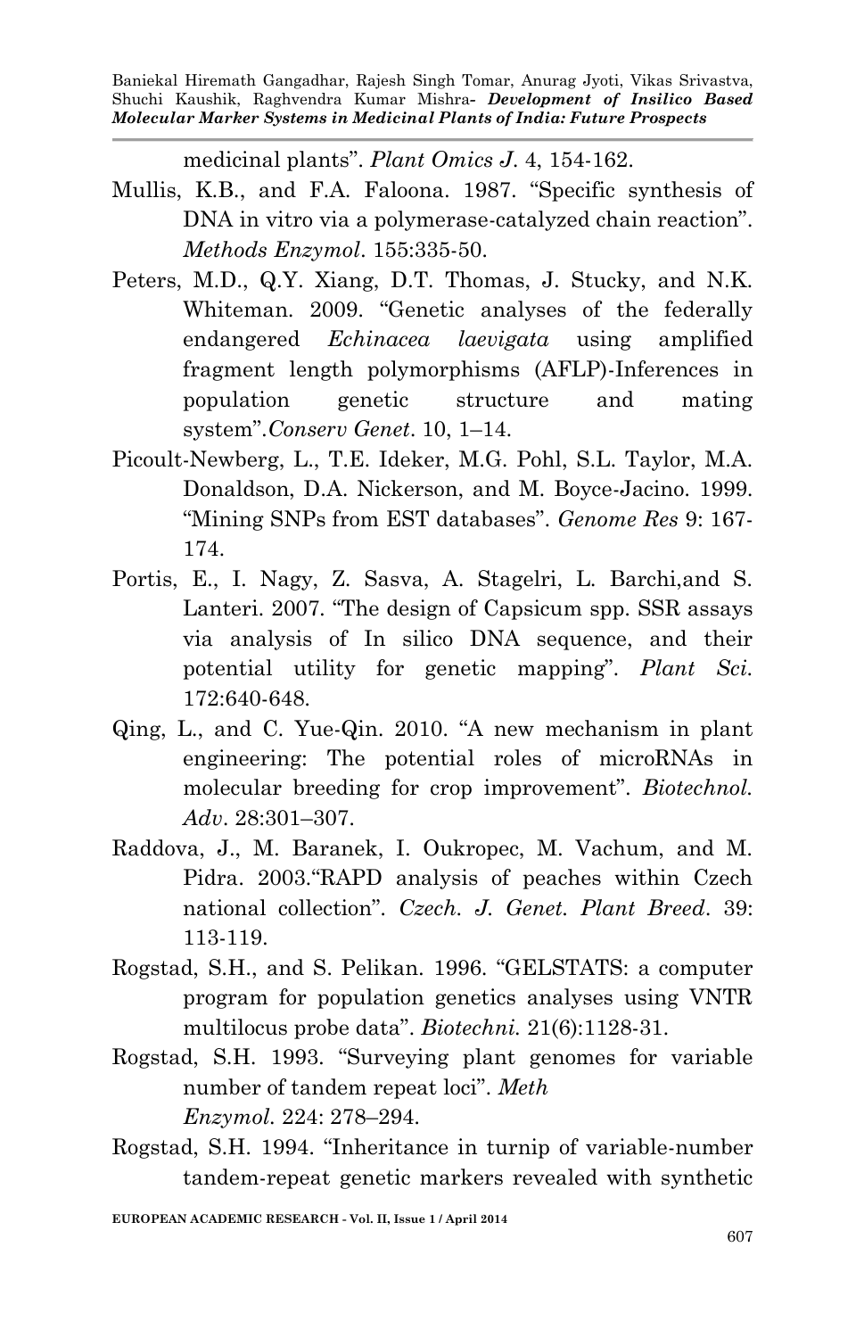medicinal plants". *Plant Omics J*. 4, 154-162.

Mullis, K.B., and F.A. Faloona. 1987. "Specific synthesis of DNA in vitro via a polymerase-catalyzed chain reaction". *Methods Enzymol*. 155:335-50.

Peters, M.D., Q.Y. Xiang, D.T. Thomas, J. Stucky, and N.K. Whiteman. 2009. "Genetic analyses of the federally endangered *Echinacea laevigata* using amplified fragment length polymorphisms (AFLP)-Inferences in population genetic structure and mating system".*Conserv Genet*. 10, 1–14.

Picoult-Newberg, L., T.E. Ideker, M.G. Pohl, S.L. Taylor, M.A. Donaldson, D.A. Nickerson, and M. Boyce-Jacino. 1999. "Mining SNPs from EST databases". *Genome Res* 9: 167-174.

Portis, E., I. Nagy, Z. Sasva, A. Stagelri, L. Barchi,and S. Lanteri. 2007. "The design of Capsicum spp. SSR assays via analysis of In silico DNA sequence, and their potential utility for genetic mapping". *Plant Sci.* 172:640-648.

Qing, L., and C. Yue-Qin. 2010. "A new mechanism in plant engineering: The potential roles of microRNAs in molecular breeding for crop improvement". *Biotechnol. Adv*. 28:301–307.

Raddova, J., M. Baranek, I. Oukropec, M. Vachum, and M. Pidra. 2003."RAPD analysis of peaches within Czech national collection". *Czech. J. Genet. Plant Breed*. 39: 113-119.

Rogstad, S.H., and S. Pelikan. 1996. "GELSTATS: a computer program for population genetics analyses using VNTR multilocus probe data". *Biotechni.* 21(6):1128-31.

Rogstad, S.H. 1993. "Surveying plant genomes for variable number of tandem repeat loci". *Meth Enzymol*. 224: 278–294.

Rogstad, S.H. 1994. "Inheritance in turnip of variable-number tandem-repeat genetic markers revealed with synthetic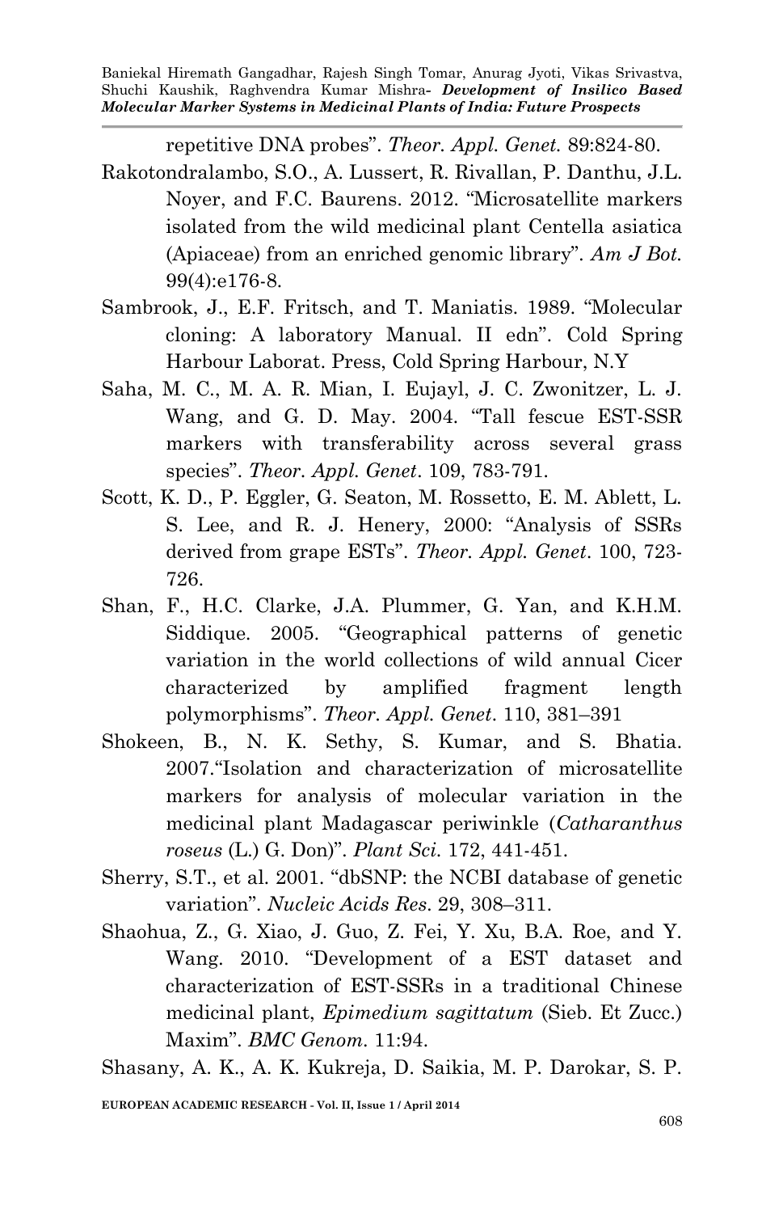repetitive DNA probes". *Theor. Appl. Genet.* 89:824-80.

Rakotondralambo, S.O., A. Lussert, R. Rivallan, P. Danthu, J.L. Noyer, and F.C. Baurens. 2012. "Microsatellite markers isolated from the wild medicinal plant Centella asiatica (Apiaceae) from an enriched genomic library". *Am J Bot.* 99(4):e176-8.

Sambrook, J., E.F. Fritsch, and T. Maniatis. 1989. "Molecular cloning: A laboratory Manual. II edn". Cold Spring Harbour Laborat. Press, Cold Spring Harbour, N.Y

Saha, M. C., M. A. R. Mian, I. Eujayl, J. C. Zwonitzer, L. J. Wang, and G. D. May. 2004. "Tall fescue EST-SSR markers with transferability across several grass species". *Theor. Appl. Genet*. 109, 783-791.

Scott, K. D., P. Eggler, G. Seaton, M. Rossetto, E. M. Ablett, L. S. Lee, and R. J. Henery, 2000: "Analysis of SSRs derived from grape ESTs". *Theor. Appl. Genet*. 100, 723-726.

Shan, F., H.C. Clarke, J.A. Plummer, G. Yan, and K.H.M. Siddique. 2005. "Geographical patterns of genetic variation in the world collections of wild annual Cicer characterized by amplified fragment length polymorphisms". *Theor. Appl. Genet*. 110, 381–391

Shokeen, B., N. K. Sethy, S. Kumar, and S. Bhatia. 2007."Isolation and characterization of microsatellite markers for analysis of molecular variation in the medicinal plant Madagascar periwinkle (*Catharanthus roseus* (L.) G. Don)". *Plant Sci.* 172, 441-451.

Sherry, S.T., et al. 2001. "dbSNP: the NCBI database of genetic variation". *Nucleic Acids Res*. 29, 308–311.

Shaohua, Z., G. Xiao, J. Guo, Z. Fei, Y. Xu, B.A. Roe, and Y. Wang. 2010. "Development of a EST dataset and characterization of EST-SSRs in a traditional Chinese medicinal plant, *Epimedium sagittatum* (Sieb. Et Zucc.) Maxim". *BMC Genom*. 11:94.

Shasany, A. K., A. K. Kukreja, D. Saikia, M. P. Darokar, S. P.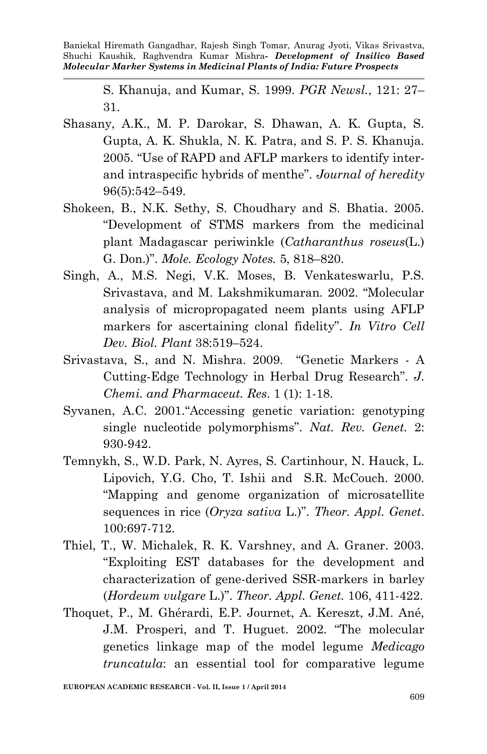S. Khanuja, and Kumar, S. 1999. *PGR Newsl.*, 121: 27–31.

Shasany, A.K., M. P. Darokar, S. Dhawan, A. K. Gupta, S. Gupta, A. K. Shukla, N. K. Patra, and S. P. S. Khanuja. 2005. "Use of RAPD and AFLP markers to identify inter- and intraspecific hybrids of menthe". *Journal of heredity* 96(5):542–549.

Shokeen, B., N.K. Sethy, S. Choudhary and S. Bhatia. 2005. "Development of STMS markers from the medicinal plant Madagascar periwinkle (*Catharanthus roseus*(L.) G. Don.)". *Mole. Ecology Notes.* 5, 818–820.

Singh, A., M.S. Negi, V.K. Moses, B. Venkateswarlu, P.S. Srivastava, and M. Lakshmikumaran. 2002. "Molecular analysis of micropropagated neem plants using AFLP markers for ascertaining clonal fidelity". *In Vitro Cell Dev. Biol. Plant* 38:519–524.

Srivastava, S., and N. Mishra. 2009. "Genetic Markers - A Cutting-Edge Technology in Herbal Drug Research". *J. Chemi. and Pharmaceut. Res.* 1 (1): 1-18.

Syvanen, A.C. 2001."Accessing genetic variation: genotyping single nucleotide polymorphisms". *Nat. Rev. Genet.* 2: 930-942.

Temnykh, S., W.D. Park, N. Ayres, S. Cartinhour, N. Hauck, L. Lipovich, Y.G. Cho, T. Ishii and S.R. McCouch. 2000. "Mapping and genome organization of microsatellite sequences in rice (*Oryza sativa* L.)". *Theor. Appl. Genet.* 100:697-712.

Thiel, T., W. Michalek, R. K. Varshney, and A. Graner. 2003. "Exploiting EST databases for the development and characterization of gene-derived SSR-markers in barley (*Hordeum vulgare* L.)". *Theor. Appl. Genet.* 106, 411-422.

Thoquet, P., M. Ghérardi, E.P. Journet, A. Kereszt, J.M. Ané, J.M. Prosperi, and T. Huguet. 2002. "The molecular genetics linkage map of the model legume *Medicago truncatula*: an essential tool for comparative legume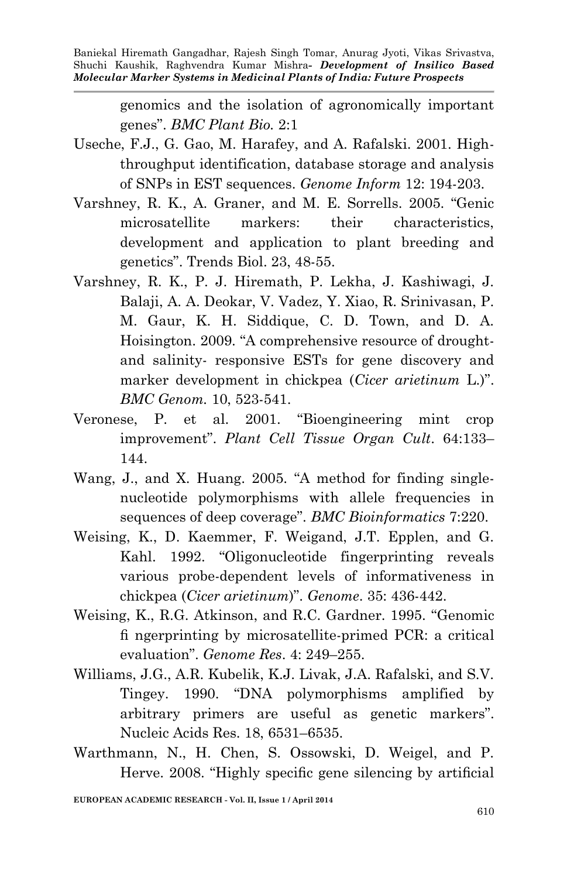genomics and the isolation of agronomically important genes". *BMC Plant Bio.* 2:1

Useche, F.J., G. Gao, M. Harafey, and A. Rafalski. 2001. High-throughput identification, database storage and analysis of SNPs in EST sequences. *Genome Inform* 12: 194-203.

Varshney, R. K., A. Graner, and M. E. Sorrells. 2005. "Genic microsatellite markers: their characteristics, development and application to plant breeding and genetics". Trends Biol. 23, 48-55.

Varshney, R. K., P. J. Hiremath, P. Lekha, J. Kashiwagi, J. Balaji, A. A. Deokar, V. Vadez, Y. Xiao, R. Srinivasan, P. M. Gaur, K. H. Siddique, C. D. Town, and D. A. Hoisington. 2009. "A comprehensive resource of drought- and salinity- responsive ESTs for gene discovery and marker development in chickpea (*Cicer arietinum* L.)". *BMC Genom.* 10, 523-541.

Veronese, P. et al. 2001. "Bioengineering mint crop improvement". *Plant Cell Tissue Organ Cult*. 64:133–144.

Wang, J., and X. Huang. 2005. "A method for finding single-nucleotide polymorphisms with allele frequencies in sequences of deep coverage". *BMC Bioinformatics* 7:220.

Weising, K., D. Kaemmer, F. Weigand, J.T. Epplen, and G. Kahl. 1992. "Oligonucleotide fingerprinting reveals various probe-dependent levels of informativeness in chickpea (*Cicer arietinum*)". *Genome*. 35: 436-442.

Weising, K., R.G. Atkinson, and R.C. Gardner. 1995. "Genomic fi ngerprinting by microsatellite-primed PCR: a critical evaluation". *Genome Res*. 4: 249–255.

Williams, J.G., A.R. Kubelik, K.J. Livak, J.A. Rafalski, and S.V. Tingey. 1990. "DNA polymorphisms amplified by arbitrary primers are useful as genetic markers". Nucleic Acids Res. 18, 6531–6535.

Warthmann, N., H. Chen, S. Ossowski, D. Weigel, and P. Herve. 2008. "Highly specific gene silencing by artificial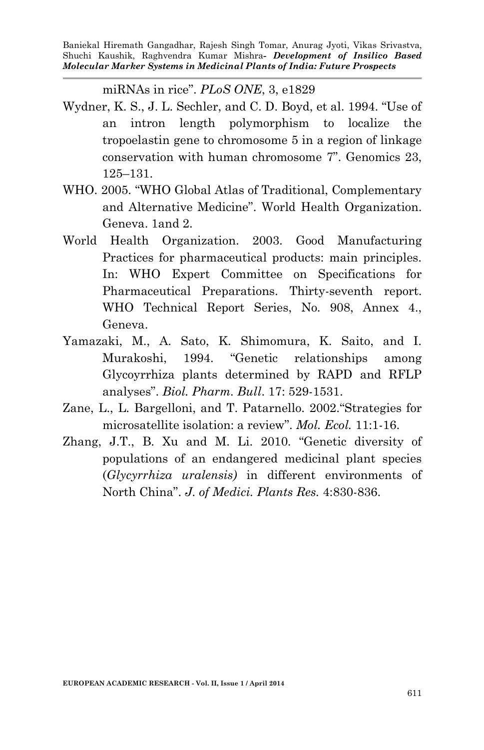miRNAs in rice". *PLoS ONE*, 3, e1829

Wydner, K. S., J. L. Sechler, and C. D. Boyd, et al. 1994. "Use of an intron length polymorphism to localize the tropoelastin gene to chromosome 5 in a region of linkage conservation with human chromosome 7". Genomics 23, 125–131.

WHO. 2005. "WHO Global Atlas of Traditional, Complementary and Alternative Medicine". World Health Organization. Geneva. 1and 2.

World Health Organization. 2003. Good Manufacturing Practices for pharmaceutical products: main principles. In: WHO Expert Committee on Specifications for Pharmaceutical Preparations. Thirty-seventh report. WHO Technical Report Series, No. 908, Annex 4., Geneva.

Yamazaki, M., A. Sato, K. Shimomura, K. Saito, and I. Murakoshi, 1994. "Genetic relationships among Glycoyrrhiza plants determined by RAPD and RFLP analyses". *Biol. Pharm. Bull*. 17: 529-1531.

Zane, L., L. Bargelloni, and T. Patarnello. 2002."Strategies for microsatellite isolation: a review". *Mol. Ecol.* 11:1-16.

Zhang, J.T., B. Xu and M. Li. 2010. "Genetic diversity of populations of an endangered medicinal plant species (*Glycyrrhiza uralensis)* in different environments of North China". *J. of Medici. Plants Res.* 4:830-836.